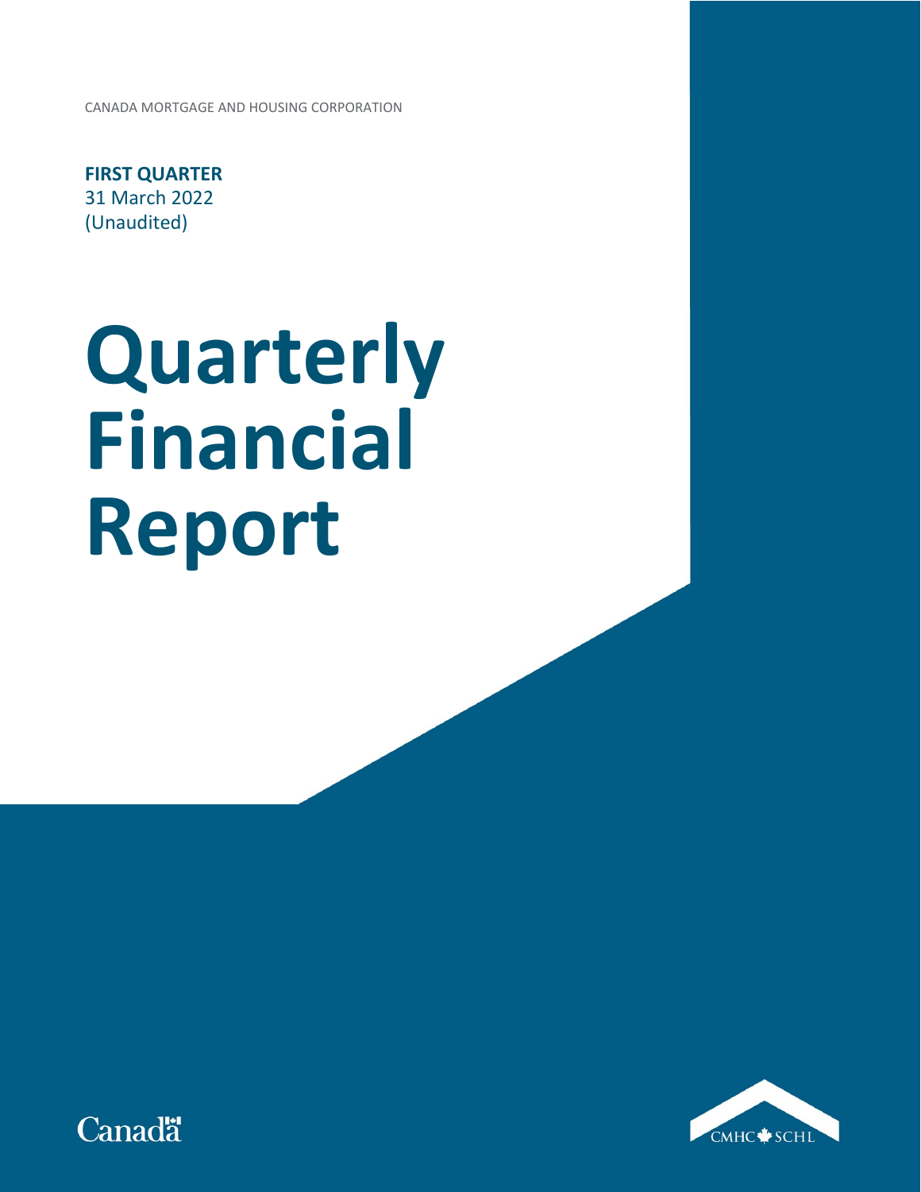CANADA MORTGAGE AND HOUSING CORPORATION

**FIRST QUARTER**
31 March 2022
(Unaudited)

# Quarterly Financial Report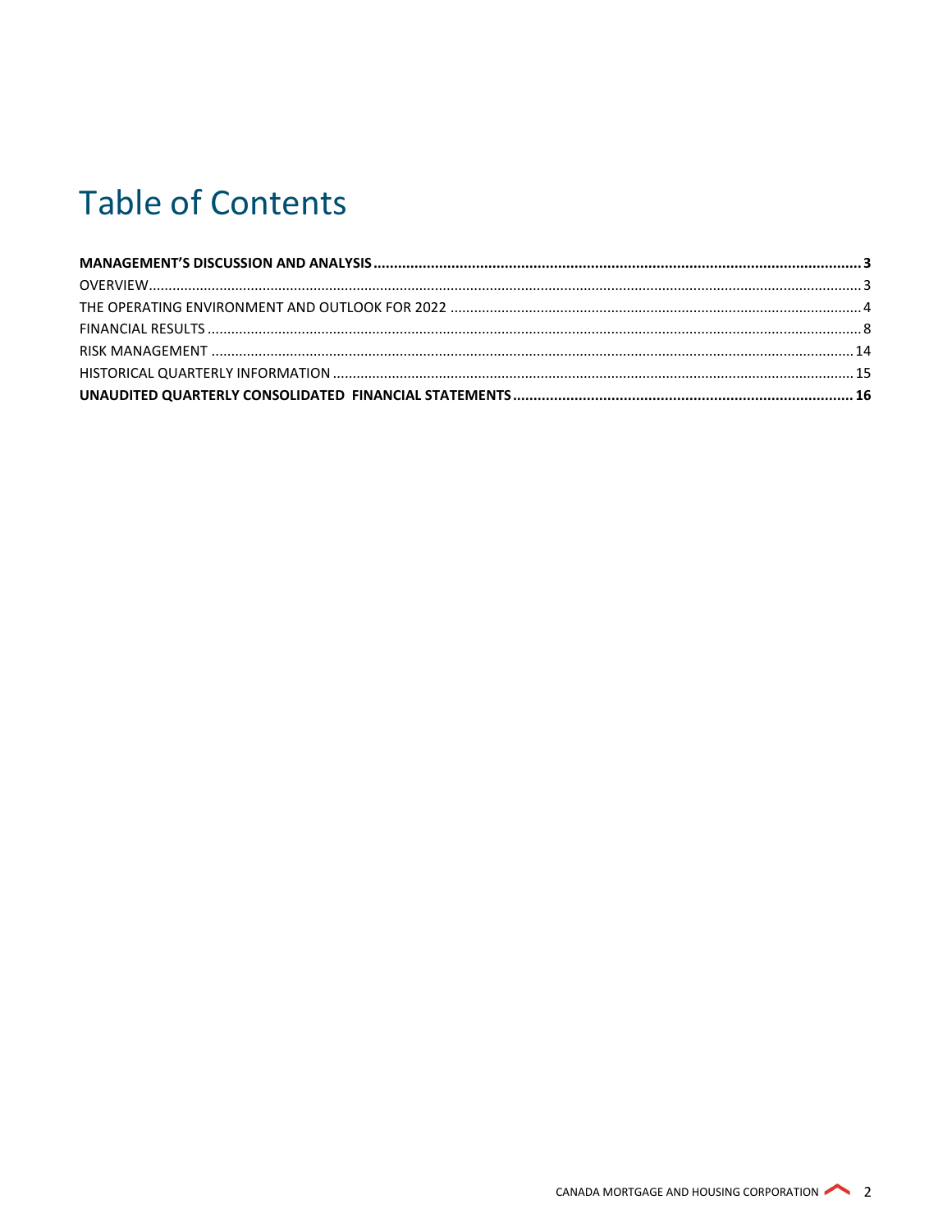# Table of Contents

**MANAGEMENT'S DISCUSSION AND ANALYSIS .......... 3**

OVERVIEW .......... 3

THE OPERATING ENVIRONMENT AND OUTLOOK FOR 2022 .......... 4

FINANCIAL RESULTS .......... 8

RISK MANAGEMENT .......... 14

HISTORICAL QUARTERLY INFORMATION .......... 15

**UNAUDITED QUARTERLY CONSOLIDATED FINANCIAL STATEMENTS .......... 16**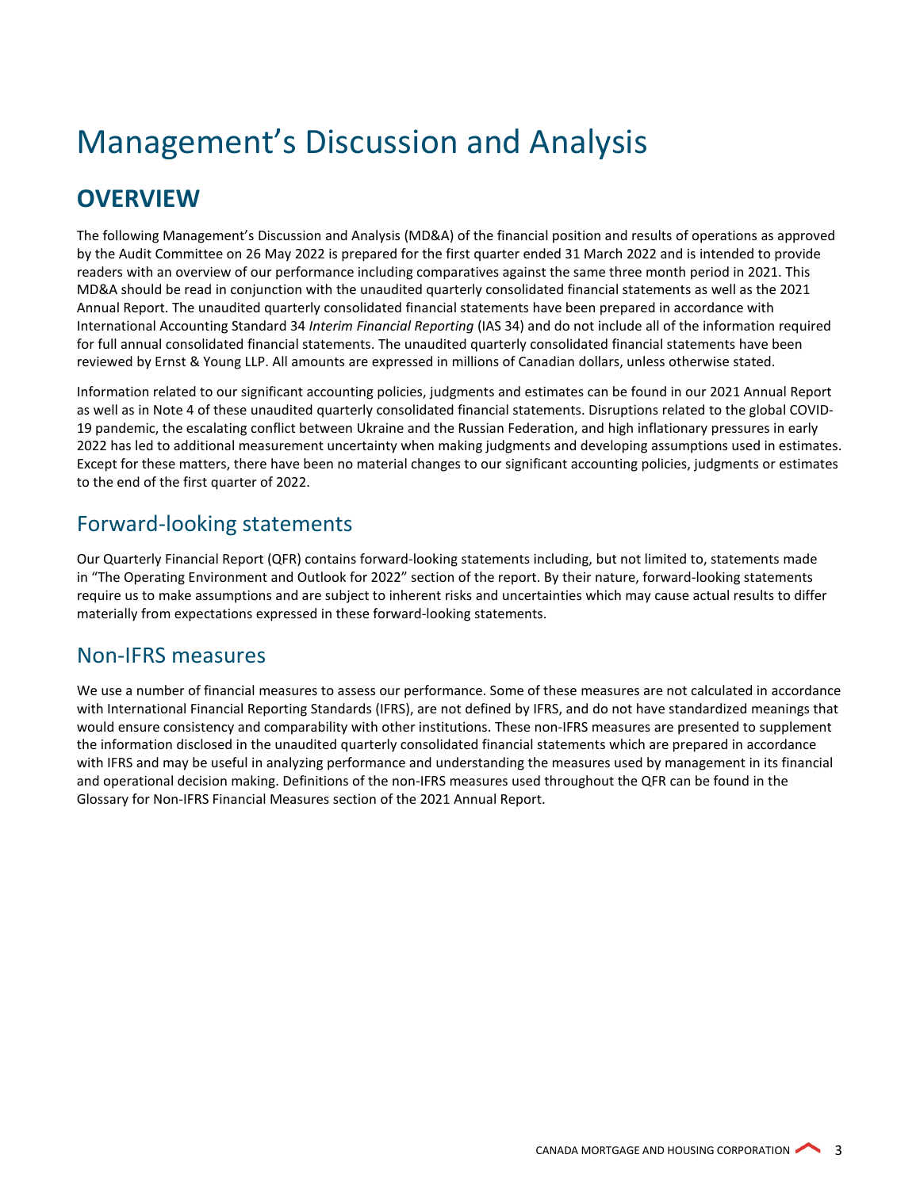# Management's Discussion and Analysis

## OVERVIEW

The following Management's Discussion and Analysis (MD&A) of the financial position and results of operations as approved by the Audit Committee on 26 May 2022 is prepared for the first quarter ended 31 March 2022 and is intended to provide readers with an overview of our performance including comparatives against the same three month period in 2021. This MD&A should be read in conjunction with the unaudited quarterly consolidated financial statements as well as the 2021 Annual Report. The unaudited quarterly consolidated financial statements have been prepared in accordance with International Accounting Standard 34 *Interim Financial Reporting* (IAS 34) and do not include all of the information required for full annual consolidated financial statements. The unaudited quarterly consolidated financial statements have been reviewed by Ernst & Young LLP. All amounts are expressed in millions of Canadian dollars, unless otherwise stated.

Information related to our significant accounting policies, judgments and estimates can be found in our 2021 Annual Report as well as in Note 4 of these unaudited quarterly consolidated financial statements. Disruptions related to the global COVID-19 pandemic, the escalating conflict between Ukraine and the Russian Federation, and high inflationary pressures in early 2022 has led to additional measurement uncertainty when making judgments and developing assumptions used in estimates. Except for these matters, there have been no material changes to our significant accounting policies, judgments or estimates to the end of the first quarter of 2022.

### Forward-looking statements

Our Quarterly Financial Report (QFR) contains forward-looking statements including, but not limited to, statements made in "The Operating Environment and Outlook for 2022" section of the report. By their nature, forward-looking statements require us to make assumptions and are subject to inherent risks and uncertainties which may cause actual results to differ materially from expectations expressed in these forward-looking statements.

### Non-IFRS measures

We use a number of financial measures to assess our performance. Some of these measures are not calculated in accordance with International Financial Reporting Standards (IFRS), are not defined by IFRS, and do not have standardized meanings that would ensure consistency and comparability with other institutions. These non-IFRS measures are presented to supplement the information disclosed in the unaudited quarterly consolidated financial statements which are prepared in accordance with IFRS and may be useful in analyzing performance and understanding the measures used by management in its financial and operational decision making. Definitions of the non-IFRS measures used throughout the QFR can be found in the Glossary for Non-IFRS Financial Measures section of the 2021 Annual Report.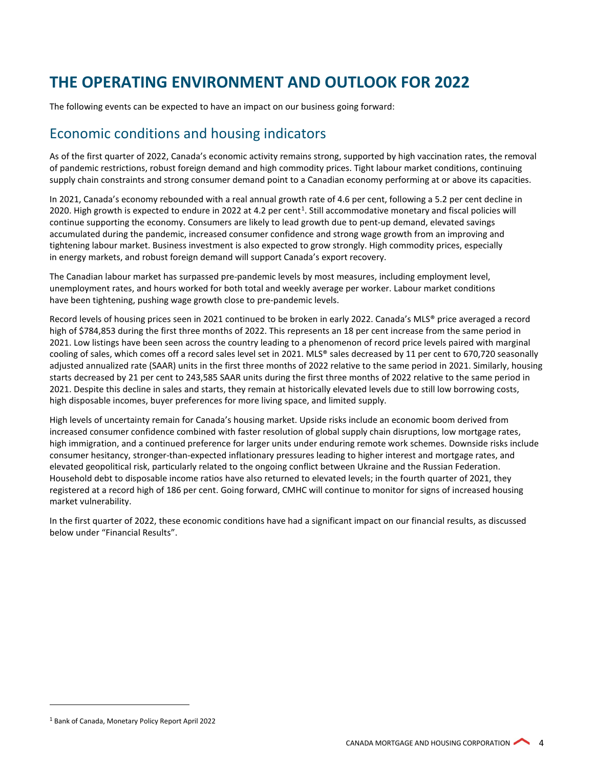# THE OPERATING ENVIRONMENT AND OUTLOOK FOR 2022

The following events can be expected to have an impact on our business going forward:

## Economic conditions and housing indicators

As of the first quarter of 2022, Canada's economic activity remains strong, supported by high vaccination rates, the removal of pandemic restrictions, robust foreign demand and high commodity prices. Tight labour market conditions, continuing supply chain constraints and strong consumer demand point to a Canadian economy performing at or above its capacities.

In 2021, Canada's economy rebounded with a real annual growth rate of 4.6 per cent, following a 5.2 per cent decline in 2020. High growth is expected to endure in 2022 at 4.2 per cent[1]. Still accommodative monetary and fiscal policies will continue supporting the economy. Consumers are likely to lead growth due to pent-up demand, elevated savings accumulated during the pandemic, increased consumer confidence and strong wage growth from an improving and tightening labour market. Business investment is also expected to grow strongly. High commodity prices, especially in energy markets, and robust foreign demand will support Canada's export recovery.

The Canadian labour market has surpassed pre-pandemic levels by most measures, including employment level, unemployment rates, and hours worked for both total and weekly average per worker. Labour market conditions have been tightening, pushing wage growth close to pre-pandemic levels.

Record levels of housing prices seen in 2021 continued to be broken in early 2022. Canada's MLS® price averaged a record high of $784,853 during the first three months of 2022. This represents an 18 per cent increase from the same period in 2021. Low listings have been seen across the country leading to a phenomenon of record price levels paired with marginal cooling of sales, which comes off a record sales level set in 2021. MLS® sales decreased by 11 per cent to 670,720 seasonally adjusted annualized rate (SAAR) units in the first three months of 2022 relative to the same period in 2021. Similarly, housing starts decreased by 21 per cent to 243,585 SAAR units during the first three months of 2022 relative to the same period in 2021. Despite this decline in sales and starts, they remain at historically elevated levels due to still low borrowing costs, high disposable incomes, buyer preferences for more living space, and limited supply.

High levels of uncertainty remain for Canada's housing market. Upside risks include an economic boom derived from increased consumer confidence combined with faster resolution of global supply chain disruptions, low mortgage rates, high immigration, and a continued preference for larger units under enduring remote work schemes. Downside risks include consumer hesitancy, stronger-than-expected inflationary pressures leading to higher interest and mortgage rates, and elevated geopolitical risk, particularly related to the ongoing conflict between Ukraine and the Russian Federation. Household debt to disposable income ratios have also returned to elevated levels; in the fourth quarter of 2021, they registered at a record high of 186 per cent. Going forward, CMHC will continue to monitor for signs of increased housing market vulnerability.

In the first quarter of 2022, these economic conditions have had a significant impact on our financial results, as discussed below under "Financial Results".

[1] Bank of Canada, Monetary Policy Report April 2022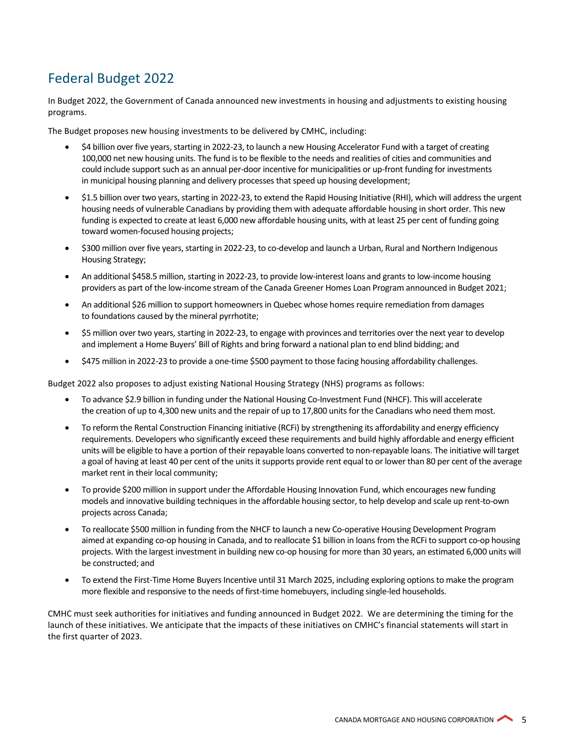## Federal Budget 2022

In Budget 2022, the Government of Canada announced new investments in housing and adjustments to existing housing programs.

The Budget proposes new housing investments to be delivered by CMHC, including:

- $4 billion over five years, starting in 2022-23, to launch a new Housing Accelerator Fund with a target of creating 100,000 net new housing units. The fund is to be flexible to the needs and realities of cities and communities and could include support such as an annual per-door incentive for municipalities or up-front funding for investments in municipal housing planning and delivery processes that speed up housing development;
- $1.5 billion over two years, starting in 2022-23, to extend the Rapid Housing Initiative (RHI), which will address the urgent housing needs of vulnerable Canadians by providing them with adequate affordable housing in short order. This new funding is expected to create at least 6,000 new affordable housing units, with at least 25 per cent of funding going toward women-focused housing projects;
- $300 million over five years, starting in 2022-23, to co-develop and launch a Urban, Rural and Northern Indigenous Housing Strategy;
- An additional $458.5 million, starting in 2022-23, to provide low-interest loans and grants to low-income housing providers as part of the low-income stream of the Canada Greener Homes Loan Program announced in Budget 2021;
- An additional $26 million to support homeowners in Quebec whose homes require remediation from damages to foundations caused by the mineral pyrrhotite;
- $5 million over two years, starting in 2022-23, to engage with provinces and territories over the next year to develop and implement a Home Buyers' Bill of Rights and bring forward a national plan to end blind bidding; and
- $475 million in 2022-23 to provide a one-time $500 payment to those facing housing affordability challenges.

Budget 2022 also proposes to adjust existing National Housing Strategy (NHS) programs as follows:

- To advance $2.9 billion in funding under the National Housing Co-Investment Fund (NHCF). This will accelerate the creation of up to 4,300 new units and the repair of up to 17,800 units for the Canadians who need them most.
- To reform the Rental Construction Financing initiative (RCFi) by strengthening its affordability and energy efficiency requirements. Developers who significantly exceed these requirements and build highly affordable and energy efficient units will be eligible to have a portion of their repayable loans converted to non-repayable loans. The initiative will target a goal of having at least 40 per cent of the units it supports provide rent equal to or lower than 80 per cent of the average market rent in their local community;
- To provide $200 million in support under the Affordable Housing Innovation Fund, which encourages new funding models and innovative building techniques in the affordable housing sector, to help develop and scale up rent-to-own projects across Canada;
- To reallocate $500 million in funding from the NHCF to launch a new Co-operative Housing Development Program aimed at expanding co-op housing in Canada, and to reallocate $1 billion in loans from the RCFi to support co-op housing projects. With the largest investment in building new co-op housing for more than 30 years, an estimated 6,000 units will be constructed; and
- To extend the First-Time Home Buyers Incentive until 31 March 2025, including exploring options to make the program more flexible and responsive to the needs of first-time homebuyers, including single-led households.

CMHC must seek authorities for initiatives and funding announced in Budget 2022. We are determining the timing for the launch of these initiatives. We anticipate that the impacts of these initiatives on CMHC's financial statements will start in the first quarter of 2023.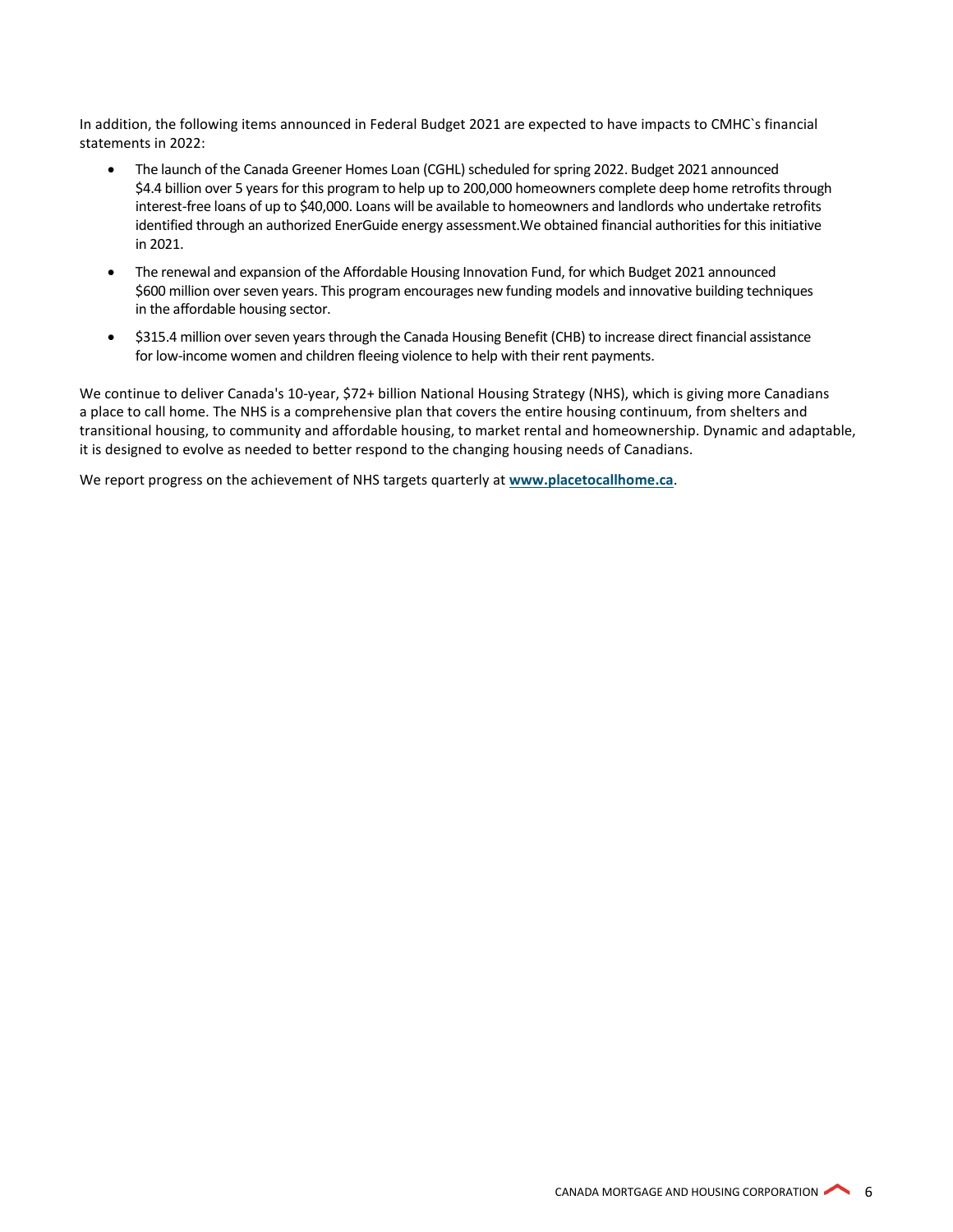In addition, the following items announced in Federal Budget 2021 are expected to have impacts to CMHC`s financial statements in 2022:

- The launch of the Canada Greener Homes Loan (CGHL) scheduled for spring 2022. Budget 2021 announced $4.4 billion over 5 years for this program to help up to 200,000 homeowners complete deep home retrofits through interest-free loans of up to $40,000. Loans will be available to homeowners and landlords who undertake retrofits identified through an authorized EnerGuide energy assessment.We obtained financial authorities for this initiative in 2021.
- The renewal and expansion of the Affordable Housing Innovation Fund, for which Budget 2021 announced $600 million over seven years. This program encourages new funding models and innovative building techniques in the affordable housing sector.
- $315.4 million over seven years through the Canada Housing Benefit (CHB) to increase direct financial assistance for low-income women and children fleeing violence to help with their rent payments.

We continue to deliver Canada's 10-year, $72+ billion National Housing Strategy (NHS), which is giving more Canadians a place to call home. The NHS is a comprehensive plan that covers the entire housing continuum, from shelters and transitional housing, to community and affordable housing, to market rental and homeownership. Dynamic and adaptable, it is designed to evolve as needed to better respond to the changing housing needs of Canadians.

We report progress on the achievement of NHS targets quarterly at **www.placetocallhome.ca**.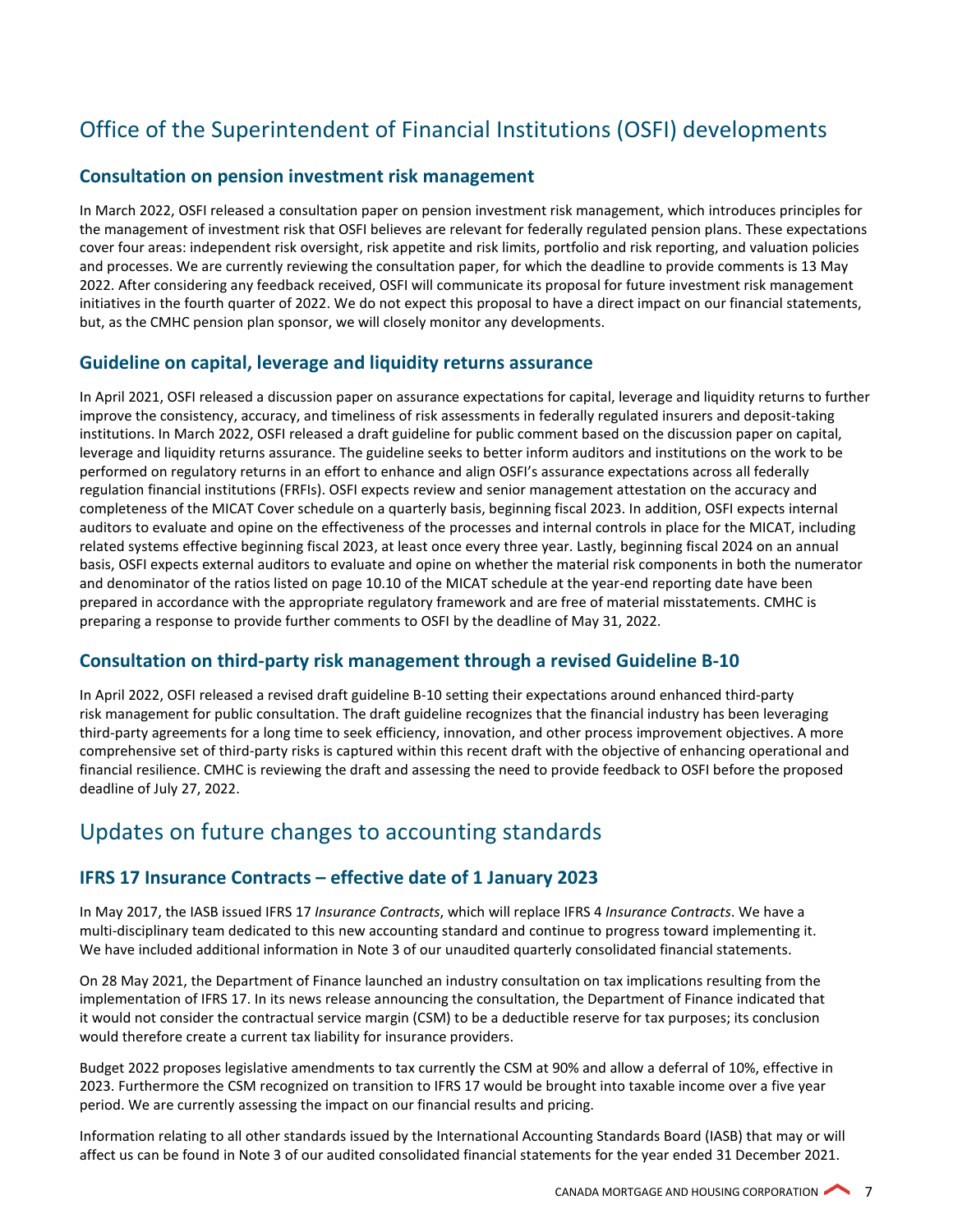# Office of the Superintendent of Financial Institutions (OSFI) developments

## Consultation on pension investment risk management

In March 2022, OSFI released a consultation paper on pension investment risk management, which introduces principles for the management of investment risk that OSFI believes are relevant for federally regulated pension plans. These expectations cover four areas: independent risk oversight, risk appetite and risk limits, portfolio and risk reporting, and valuation policies and processes. We are currently reviewing the consultation paper, for which the deadline to provide comments is 13 May 2022. After considering any feedback received, OSFI will communicate its proposal for future investment risk management initiatives in the fourth quarter of 2022. We do not expect this proposal to have a direct impact on our financial statements, but, as the CMHC pension plan sponsor, we will closely monitor any developments.

## Guideline on capital, leverage and liquidity returns assurance

In April 2021, OSFI released a discussion paper on assurance expectations for capital, leverage and liquidity returns to further improve the consistency, accuracy, and timeliness of risk assessments in federally regulated insurers and deposit-taking institutions. In March 2022, OSFI released a draft guideline for public comment based on the discussion paper on capital, leverage and liquidity returns assurance. The guideline seeks to better inform auditors and institutions on the work to be performed on regulatory returns in an effort to enhance and align OSFI's assurance expectations across all federally regulation financial institutions (FRFIs). OSFI expects review and senior management attestation on the accuracy and completeness of the MICAT Cover schedule on a quarterly basis, beginning fiscal 2023. In addition, OSFI expects internal auditors to evaluate and opine on the effectiveness of the processes and internal controls in place for the MICAT, including related systems effective beginning fiscal 2023, at least once every three year. Lastly, beginning fiscal 2024 on an annual basis, OSFI expects external auditors to evaluate and opine on whether the material risk components in both the numerator and denominator of the ratios listed on page 10.10 of the MICAT schedule at the year-end reporting date have been prepared in accordance with the appropriate regulatory framework and are free of material misstatements. CMHC is preparing a response to provide further comments to OSFI by the deadline of May 31, 2022.

## Consultation on third-party risk management through a revised Guideline B-10

In April 2022, OSFI released a revised draft guideline B-10 setting their expectations around enhanced third-party risk management for public consultation. The draft guideline recognizes that the financial industry has been leveraging third-party agreements for a long time to seek efficiency, innovation, and other process improvement objectives. A more comprehensive set of third-party risks is captured within this recent draft with the objective of enhancing operational and financial resilience. CMHC is reviewing the draft and assessing the need to provide feedback to OSFI before the proposed deadline of July 27, 2022.

# Updates on future changes to accounting standards

## IFRS 17 Insurance Contracts – effective date of 1 January 2023

In May 2017, the IASB issued IFRS 17 *Insurance Contracts*, which will replace IFRS 4 *Insurance Contracts*. We have a multi-disciplinary team dedicated to this new accounting standard and continue to progress toward implementing it. We have included additional information in Note 3 of our unaudited quarterly consolidated financial statements.

On 28 May 2021, the Department of Finance launched an industry consultation on tax implications resulting from the implementation of IFRS 17. In its news release announcing the consultation, the Department of Finance indicated that it would not consider the contractual service margin (CSM) to be a deductible reserve for tax purposes; its conclusion would therefore create a current tax liability for insurance providers.

Budget 2022 proposes legislative amendments to tax currently the CSM at 90% and allow a deferral of 10%, effective in 2023. Furthermore the CSM recognized on transition to IFRS 17 would be brought into taxable income over a five year period. We are currently assessing the impact on our financial results and pricing.

Information relating to all other standards issued by the International Accounting Standards Board (IASB) that may or will affect us can be found in Note 3 of our audited consolidated financial statements for the year ended 31 December 2021.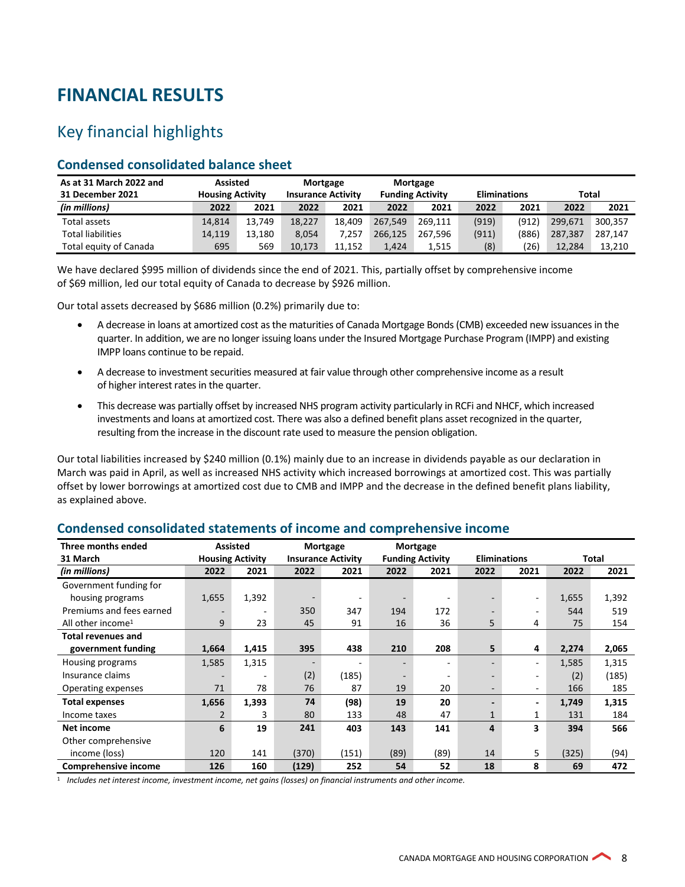# FINANCIAL RESULTS

## Key financial highlights

### Condensed consolidated balance sheet

| As at 31 March 2022 and 31 December 2021 | Assisted Housing Activity | | Mortgage Insurance Activity | | Mortgage Funding Activity | | Eliminations | | Total | |
|---|---|---|---|---|---|---|---|---|---|---|
| *(in millions)* | 2022 | 2021 | 2022 | 2021 | 2022 | 2021 | 2022 | 2021 | 2022 | 2021 |
| Total assets | 14,814 | 13,749 | 18,227 | 18,409 | 267,549 | 269,111 | (919) | (912) | 299,671 | 300,357 |
| Total liabilities | 14,119 | 13,180 | 8,054 | 7,257 | 266,125 | 267,596 | (911) | (886) | 287,387 | 287,147 |
| Total equity of Canada | 695 | 569 | 10,173 | 11,152 | 1,424 | 1,515 | (8) | (26) | 12,284 | 13,210 |

We have declared $995 million of dividends since the end of 2021. This, partially offset by comprehensive income of $69 million, led our total equity of Canada to decrease by $926 million.

Our total assets decreased by $686 million (0.2%) primarily due to:

- A decrease in loans at amortized cost as the maturities of Canada Mortgage Bonds (CMB) exceeded new issuances in the quarter. In addition, we are no longer issuing loans under the Insured Mortgage Purchase Program (IMPP) and existing IMPP loans continue to be repaid.
- A decrease to investment securities measured at fair value through other comprehensive income as a result of higher interest rates in the quarter.
- This decrease was partially offset by increased NHS program activity particularly in RCFi and NHCF, which increased investments and loans at amortized cost. There was also a defined benefit plans asset recognized in the quarter, resulting from the increase in the discount rate used to measure the pension obligation.

Our total liabilities increased by $240 million (0.1%) mainly due to an increase in dividends payable as our declaration in March was paid in April, as well as increased NHS activity which increased borrowings at amortized cost. This was partially offset by lower borrowings at amortized cost due to CMB and IMPP and the decrease in the defined benefit plans liability, as explained above.

### Condensed consolidated statements of income and comprehensive income

| Three months ended 31 March | Assisted Housing Activity | | Mortgage Insurance Activity | | Mortgage Funding Activity | | Eliminations | | Total | |
|---|---|---|---|---|---|---|---|---|---|---|
| *(in millions)* | 2022 | 2021 | 2022 | 2021 | 2022 | 2021 | 2022 | 2021 | 2022 | 2021 |
| Government funding for housing programs | 1,655 | 1,392 | - | - | - | - | - | - | 1,655 | 1,392 |
| Premiums and fees earned | - | - | 350 | 347 | 194 | 172 | - | - | 544 | 519 |
| All other income[1] | 9 | 23 | 45 | 91 | 16 | 36 | 5 | 4 | 75 | 154 |
| **Total revenues and government funding** | **1,664** | **1,415** | **395** | **438** | **210** | **208** | **5** | **4** | **2,274** | **2,065** |
| Housing programs | 1,585 | 1,315 | - | - | - | - | - | - | 1,585 | 1,315 |
| Insurance claims | - | - | (2) | (185) | - | - | - | - | (2) | (185) |
| Operating expenses | 71 | 78 | 76 | 87 | 19 | 20 | - | - | 166 | 185 |
| **Total expenses** | **1,656** | **1,393** | **74** | **(98)** | **19** | **20** | **-** | **-** | **1,749** | **1,315** |
| Income taxes | 2 | 3 | 80 | 133 | 48 | 47 | 1 | 1 | 131 | 184 |
| **Net income** | **6** | **19** | **241** | **403** | **143** | **141** | **4** | **3** | **394** | **566** |
| Other comprehensive income (loss) | 120 | 141 | (370) | (151) | (89) | (89) | 14 | 5 | (325) | (94) |
| **Comprehensive income** | **126** | **160** | **(129)** | **252** | **54** | **52** | **18** | **8** | **69** | **472** |

[1] *Includes net interest income, investment income, net gains (losses) on financial instruments and other income.*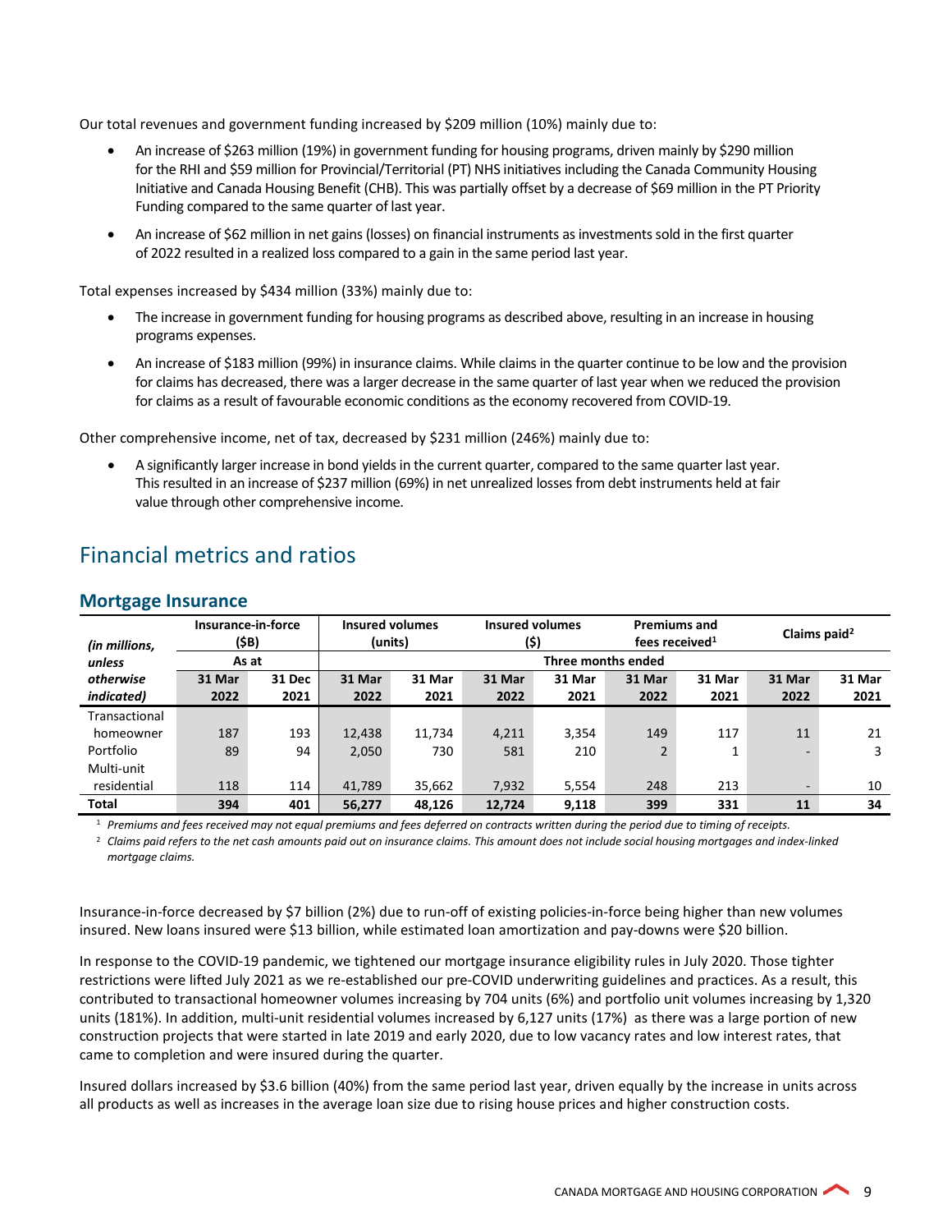Our total revenues and government funding increased by $209 million (10%) mainly due to:

- An increase of $263 million (19%) in government funding for housing programs, driven mainly by $290 million for the RHI and $59 million for Provincial/Territorial (PT) NHS initiatives including the Canada Community Housing Initiative and Canada Housing Benefit (CHB). This was partially offset by a decrease of $69 million in the PT Priority Funding compared to the same quarter of last year.
- An increase of $62 million in net gains (losses) on financial instruments as investments sold in the first quarter of 2022 resulted in a realized loss compared to a gain in the same period last year.

Total expenses increased by $434 million (33%) mainly due to:

- The increase in government funding for housing programs as described above, resulting in an increase in housing programs expenses.
- An increase of $183 million (99%) in insurance claims. While claims in the quarter continue to be low and the provision for claims has decreased, there was a larger decrease in the same quarter of last year when we reduced the provision for claims as a result of favourable economic conditions as the economy recovered from COVID-19.

Other comprehensive income, net of tax, decreased by $231 million (246%) mainly due to:

- A significantly larger increase in bond yields in the current quarter, compared to the same quarter last year. This resulted in an increase of $237 million (69%) in net unrealized losses from debt instruments held at fair value through other comprehensive income.

# Financial metrics and ratios

## Mortgage Insurance

| *(in millions, unless otherwise indicated)* | Insurance-in-force ($B) | | Insured volumes (units) | | Insured volumes ($) | | Premiums and fees received[1] | | Claims paid[2] | |
|---|---|---|---|---|---|---|---|---|---|---|
| | As at | | Three months ended | | | | | | | |
| | 31 Mar 2022 | 31 Dec 2021 | 31 Mar 2022 | 31 Mar 2021 | 31 Mar 2022 | 31 Mar 2021 | 31 Mar 2022 | 31 Mar 2021 | 31 Mar 2022 | 31 Mar 2021 |
| Transactional homeowner | 187 | 193 | 12,438 | 11,734 | 4,211 | 3,354 | 149 | 117 | 11 | 21 |
| Portfolio | 89 | 94 | 2,050 | 730 | 581 | 210 | 2 | 1 | - | 3 |
| Multi-unit residential | 118 | 114 | 41,789 | 35,662 | 7,932 | 5,554 | 248 | 213 | - | 10 |
| **Total** | **394** | **401** | **56,277** | **48,126** | **12,724** | **9,118** | **399** | **331** | **11** | **34** |

[1] *Premiums and fees received may not equal premiums and fees deferred on contracts written during the period due to timing of receipts.*

[2] *Claims paid refers to the net cash amounts paid out on insurance claims. This amount does not include social housing mortgages and index-linked mortgage claims.*

Insurance-in-force decreased by $7 billion (2%) due to run-off of existing policies-in-force being higher than new volumes insured. New loans insured were $13 billion, while estimated loan amortization and pay-downs were $20 billion.

In response to the COVID-19 pandemic, we tightened our mortgage insurance eligibility rules in July 2020. Those tighter restrictions were lifted July 2021 as we re-established our pre-COVID underwriting guidelines and practices. As a result, this contributed to transactional homeowner volumes increasing by 704 units (6%) and portfolio unit volumes increasing by 1,320 units (181%). In addition, multi-unit residential volumes increased by 6,127 units (17%) as there was a large portion of new construction projects that were started in late 2019 and early 2020, due to low vacancy rates and low interest rates, that came to completion and were insured during the quarter.

Insured dollars increased by $3.6 billion (40%) from the same period last year, driven equally by the increase in units across all products as well as increases in the average loan size due to rising house prices and higher construction costs.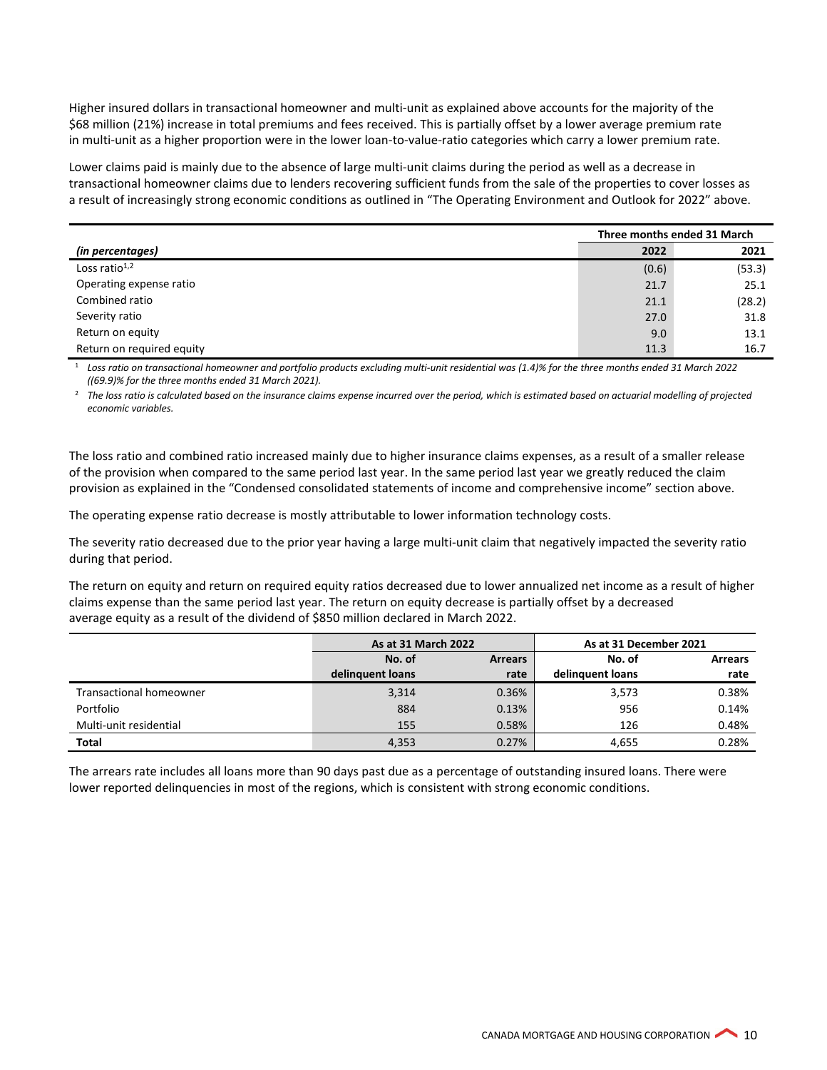Higher insured dollars in transactional homeowner and multi-unit as explained above accounts for the majority of the $68 million (21%) increase in total premiums and fees received. This is partially offset by a lower average premium rate in multi-unit as a higher proportion were in the lower loan-to-value-ratio categories which carry a lower premium rate.

Lower claims paid is mainly due to the absence of large multi-unit claims during the period as well as a decrease in transactional homeowner claims due to lenders recovering sufficient funds from the sale of the properties to cover losses as a result of increasingly strong economic conditions as outlined in "The Operating Environment and Outlook for 2022" above.

| | Three months ended 31 March | |
|---|---|---|
| *(in percentages)* | **2022** | **2021** |
| Loss ratio[1,2] | (0.6) | (53.3) |
| Operating expense ratio | 21.7 | 25.1 |
| Combined ratio | 21.1 | (28.2) |
| Severity ratio | 27.0 | 31.8 |
| Return on equity | 9.0 | 13.1 |
| Return on required equity | 11.3 | 16.7 |

[1] *Loss ratio on transactional homeowner and portfolio products excluding multi-unit residential was (1.4)% for the three months ended 31 March 2022 ((69.9)% for the three months ended 31 March 2021).*

[2] *The loss ratio is calculated based on the insurance claims expense incurred over the period, which is estimated based on actuarial modelling of projected economic variables.*

The loss ratio and combined ratio increased mainly due to higher insurance claims expenses, as a result of a smaller release of the provision when compared to the same period last year. In the same period last year we greatly reduced the claim provision as explained in the "Condensed consolidated statements of income and comprehensive income" section above.

The operating expense ratio decrease is mostly attributable to lower information technology costs.

The severity ratio decreased due to the prior year having a large multi-unit claim that negatively impacted the severity ratio during that period.

The return on equity and return on required equity ratios decreased due to lower annualized net income as a result of higher claims expense than the same period last year. The return on equity decrease is partially offset by a decreased average equity as a result of the dividend of $850 million declared in March 2022.

| | As at 31 March 2022 | | As at 31 December 2021 | |
|---|---|---|---|---|
| | **No. of delinquent loans** | **Arrears rate** | **No. of delinquent loans** | **Arrears rate** |
| Transactional homeowner | 3,314 | 0.36% | 3,573 | 0.38% |
| Portfolio | 884 | 0.13% | 956 | 0.14% |
| Multi-unit residential | 155 | 0.58% | 126 | 0.48% |
| **Total** | 4,353 | 0.27% | 4,655 | 0.28% |

The arrears rate includes all loans more than 90 days past due as a percentage of outstanding insured loans. There were lower reported delinquencies in most of the regions, which is consistent with strong economic conditions.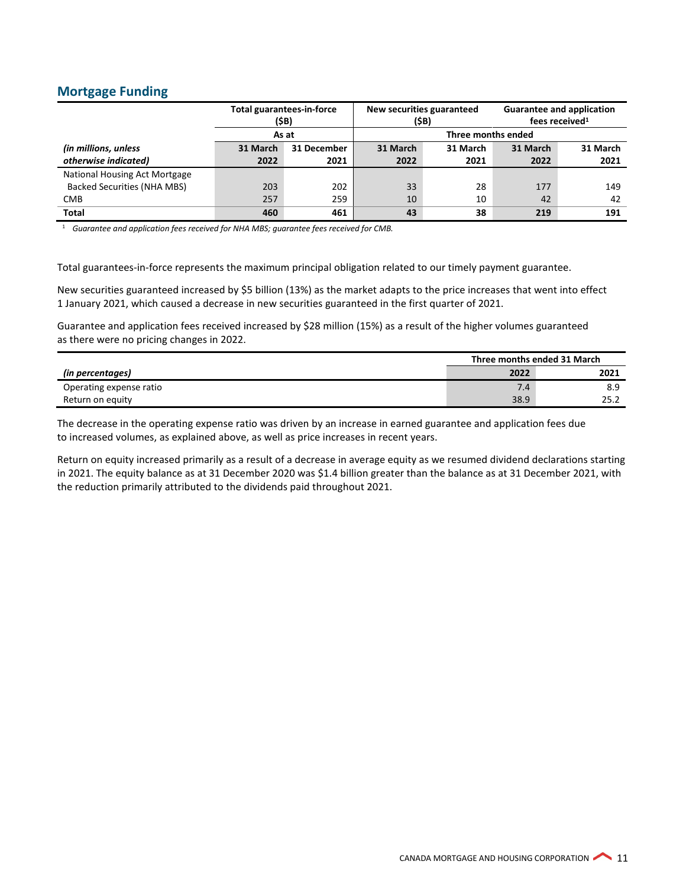## Mortgage Funding

| | Total guarantees-in-force ($B) | | New securities guaranteed ($B) | | Guarantee and application fees received[1] | |
|---|---|---|---|---|---|---|
| | As at | | Three months ended | | | |
| *(in millions, unless otherwise indicated)* | **31 March 2022** | **31 December 2021** | **31 March 2022** | **31 March 2021** | **31 March 2022** | **31 March 2021** |
| National Housing Act Mortgage Backed Securities (NHA MBS) | 203 | 202 | 33 | 28 | 177 | 149 |
| CMB | 257 | 259 | 10 | 10 | 42 | 42 |
| **Total** | **460** | **461** | **43** | **38** | **219** | **191** |

[1] *Guarantee and application fees received for NHA MBS; guarantee fees received for CMB.*

Total guarantees-in-force represents the maximum principal obligation related to our timely payment guarantee.

New securities guaranteed increased by $5 billion (13%) as the market adapts to the price increases that went into effect 1 January 2021, which caused a decrease in new securities guaranteed in the first quarter of 2021.

Guarantee and application fees received increased by $28 million (15%) as a result of the higher volumes guaranteed as there were no pricing changes in 2022.

| | Three months ended 31 March | |
|---|---|---|
| *(in percentages)* | **2022** | **2021** |
| Operating expense ratio | 7.4 | 8.9 |
| Return on equity | 38.9 | 25.2 |

The decrease in the operating expense ratio was driven by an increase in earned guarantee and application fees due to increased volumes, as explained above, as well as price increases in recent years.

Return on equity increased primarily as a result of a decrease in average equity as we resumed dividend declarations starting in 2021. The equity balance as at 31 December 2020 was $1.4 billion greater than the balance as at 31 December 2021, with the reduction primarily attributed to the dividends paid throughout 2021.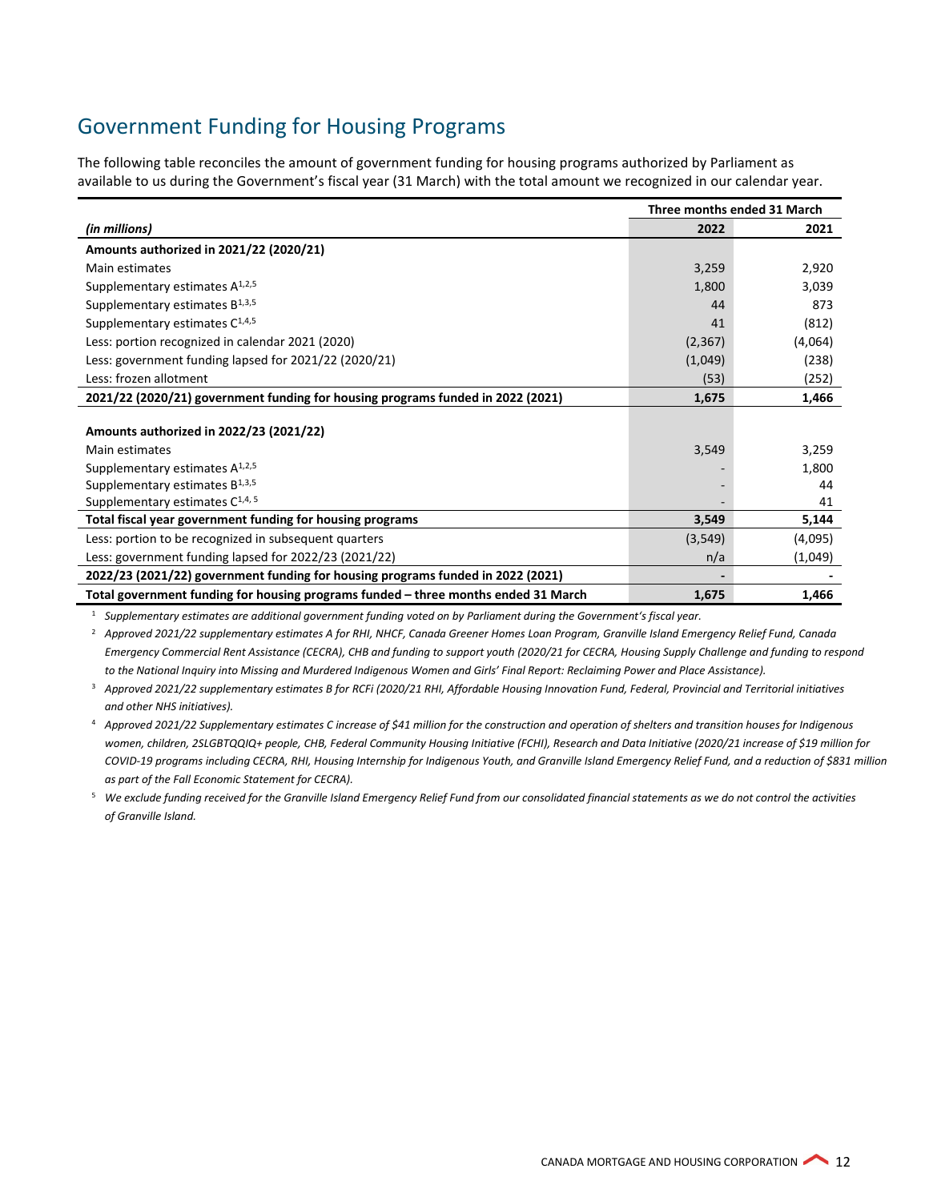## Government Funding for Housing Programs

The following table reconciles the amount of government funding for housing programs authorized by Parliament as available to us during the Government's fiscal year (31 March) with the total amount we recognized in our calendar year.

| *(in millions)* | Three months ended 31 March | |
|---|---|---|
| | **2022** | **2021** |
| **Amounts authorized in 2021/22 (2020/21)** | | |
| Main estimates | 3,259 | 2,920 |
| Supplementary estimates A[1,2,5] | 1,800 | 3,039 |
| Supplementary estimates B[1,3,5] | 44 | 873 |
| Supplementary estimates C[1,4,5] | 41 | (812) |
| Less: portion recognized in calendar 2021 (2020) | (2,367) | (4,064) |
| Less: government funding lapsed for 2021/22 (2020/21) | (1,049) | (238) |
| Less: frozen allotment | (53) | (252) |
| **2021/22 (2020/21) government funding for housing programs funded in 2022 (2021)** | **1,675** | **1,466** |
| **Amounts authorized in 2022/23 (2021/22)** | | |
| Main estimates | 3,549 | 3,259 |
| Supplementary estimates A[1,2,5] | - | 1,800 |
| Supplementary estimates B[1,3,5] | - | 44 |
| Supplementary estimates C[1,4,5] | - | 41 |
| **Total fiscal year government funding for housing programs** | **3,549** | **5,144** |
| Less: portion to be recognized in subsequent quarters | (3,549) | (4,095) |
| Less: government funding lapsed for 2022/23 (2021/22) | n/a | (1,049) |
| **2022/23 (2021/22) government funding for housing programs funded in 2022 (2021)** | **-** | **-** |
| **Total government funding for housing programs funded – three months ended 31 March** | **1,675** | **1,466** |

[1] *Supplementary estimates are additional government funding voted on by Parliament during the Government's fiscal year.*

[2] *Approved 2021/22 supplementary estimates A for RHI, NHCF, Canada Greener Homes Loan Program, Granville Island Emergency Relief Fund, Canada Emergency Commercial Rent Assistance (CECRA), CHB and funding to support youth (2020/21 for CECRA, Housing Supply Challenge and funding to respond to the National Inquiry into Missing and Murdered Indigenous Women and Girls' Final Report: Reclaiming Power and Place Assistance).*

[3] *Approved 2021/22 supplementary estimates B for RCFi (2020/21 RHI, Affordable Housing Innovation Fund, Federal, Provincial and Territorial initiatives and other NHS initiatives).*

[4] *Approved 2021/22 Supplementary estimates C increase of $41 million for the construction and operation of shelters and transition houses for Indigenous women, children, 2SLGBTQQIQ+ people, CHB, Federal Community Housing Initiative (FCHI), Research and Data Initiative (2020/21 increase of $19 million for COVID-19 programs including CECRA, RHI, Housing Internship for Indigenous Youth, and Granville Island Emergency Relief Fund, and a reduction of $831 million as part of the Fall Economic Statement for CECRA).*

[5] *We exclude funding received for the Granville Island Emergency Relief Fund from our consolidated financial statements as we do not control the activities of Granville Island.*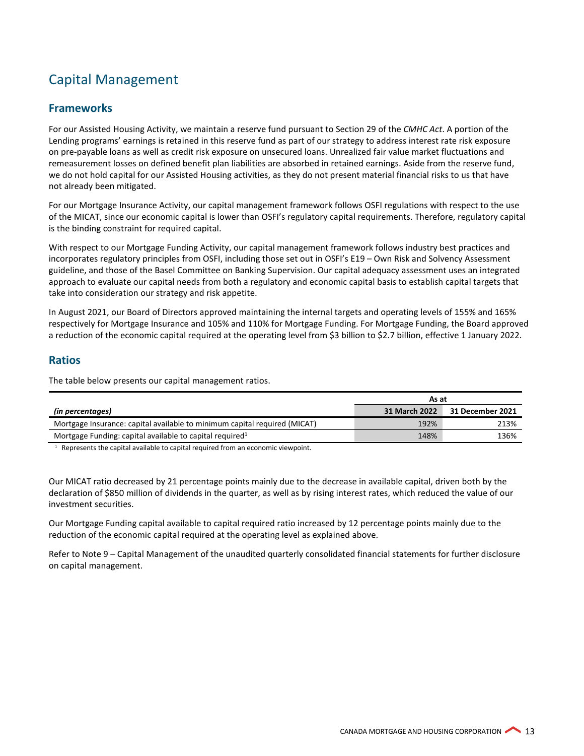# Capital Management

## Frameworks

For our Assisted Housing Activity, we maintain a reserve fund pursuant to Section 29 of the *CMHC Act*. A portion of the Lending programs' earnings is retained in this reserve fund as part of our strategy to address interest rate risk exposure on pre-payable loans as well as credit risk exposure on unsecured loans. Unrealized fair value market fluctuations and remeasurement losses on defined benefit plan liabilities are absorbed in retained earnings. Aside from the reserve fund, we do not hold capital for our Assisted Housing activities, as they do not present material financial risks to us that have not already been mitigated.

For our Mortgage Insurance Activity, our capital management framework follows OSFI regulations with respect to the use of the MICAT, since our economic capital is lower than OSFI's regulatory capital requirements. Therefore, regulatory capital is the binding constraint for required capital.

With respect to our Mortgage Funding Activity, our capital management framework follows industry best practices and incorporates regulatory principles from OSFI, including those set out in OSFI's E19 – Own Risk and Solvency Assessment guideline, and those of the Basel Committee on Banking Supervision. Our capital adequacy assessment uses an integrated approach to evaluate our capital needs from both a regulatory and economic capital basis to establish capital targets that take into consideration our strategy and risk appetite.

In August 2021, our Board of Directors approved maintaining the internal targets and operating levels of 155% and 165% respectively for Mortgage Insurance and 105% and 110% for Mortgage Funding. For Mortgage Funding, the Board approved a reduction of the economic capital required at the operating level from $3 billion to $2.7 billion, effective 1 January 2022.

## Ratios

The table below presents our capital management ratios.

| | As at | |
|---|---|---|
| *(in percentages)* | **31 March 2022** | **31 December 2021** |
| Mortgage Insurance: capital available to minimum capital required (MICAT) | 192% | 213% |
| Mortgage Funding: capital available to capital required[1] | 148% | 136% |

[1] Represents the capital available to capital required from an economic viewpoint.

Our MICAT ratio decreased by 21 percentage points mainly due to the decrease in available capital, driven both by the declaration of $850 million of dividends in the quarter, as well as by rising interest rates, which reduced the value of our investment securities.

Our Mortgage Funding capital available to capital required ratio increased by 12 percentage points mainly due to the reduction of the economic capital required at the operating level as explained above.

Refer to Note 9 – Capital Management of the unaudited quarterly consolidated financial statements for further disclosure on capital management.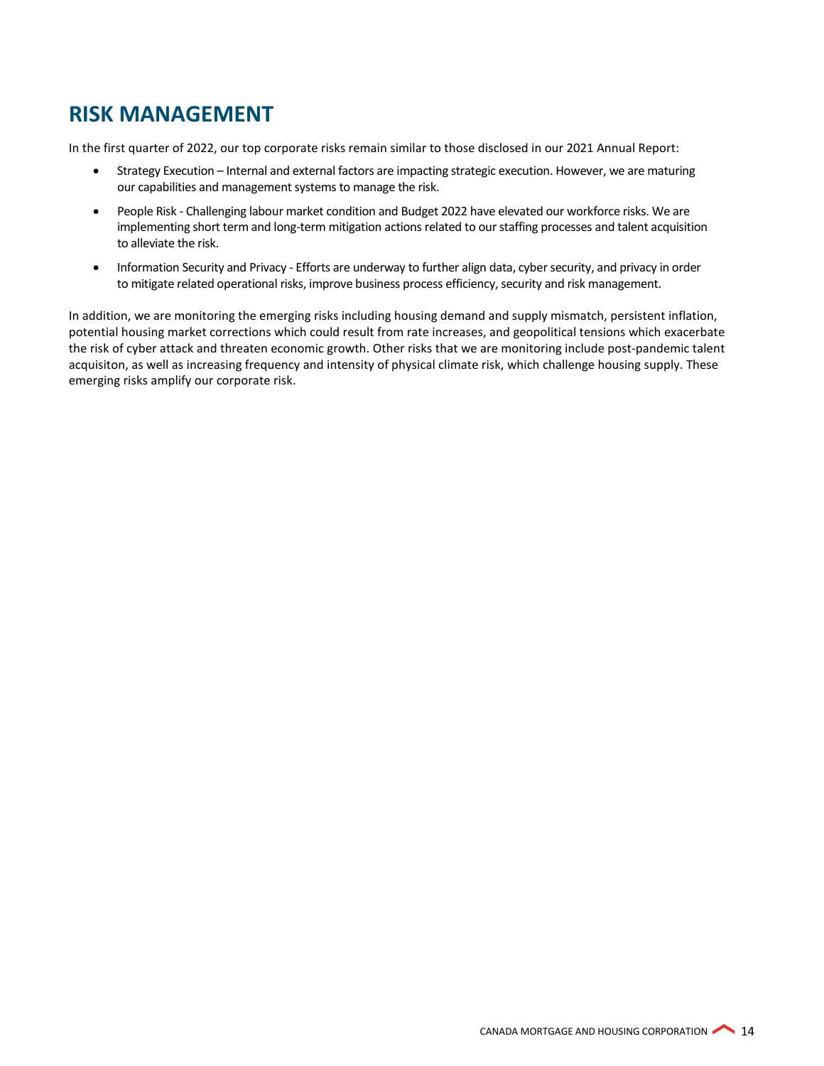# RISK MANAGEMENT

In the first quarter of 2022, our top corporate risks remain similar to those disclosed in our 2021 Annual Report:

- Strategy Execution – Internal and external factors are impacting strategic execution. However, we are maturing our capabilities and management systems to manage the risk.
- People Risk - Challenging labour market condition and Budget 2022 have elevated our workforce risks. We are implementing short term and long-term mitigation actions related to our staffing processes and talent acquisition to alleviate the risk.
- Information Security and Privacy - Efforts are underway to further align data, cyber security, and privacy in order to mitigate related operational risks, improve business process efficiency, security and risk management.

In addition, we are monitoring the emerging risks including housing demand and supply mismatch, persistent inflation, potential housing market corrections which could result from rate increases, and geopolitical tensions which exacerbate the risk of cyber attack and threaten economic growth. Other risks that we are monitoring include post-pandemic talent acquisiton, as well as increasing frequency and intensity of physical climate risk, which challenge housing supply. These emerging risks amplify our corporate risk.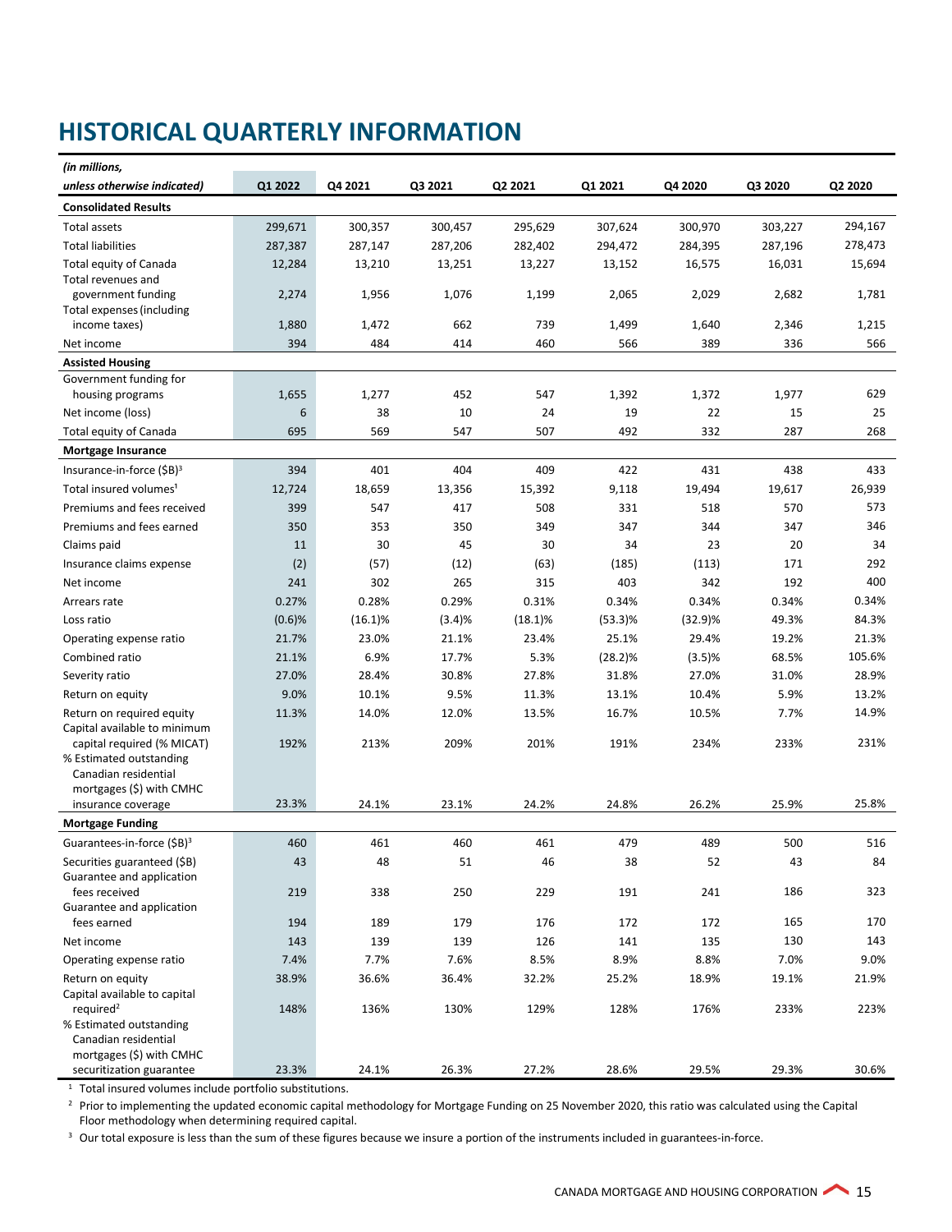# HISTORICAL QUARTERLY INFORMATION

| *(in millions, unless otherwise indicated)* | Q1 2022 | Q4 2021 | Q3 2021 | Q2 2021 | Q1 2021 | Q4 2020 | Q3 2020 | Q2 2020 |
|---|---|---|---|---|---|---|---|---|
| **Consolidated Results** | | | | | | | | |
| Total assets | 299,671 | 300,357 | 300,457 | 295,629 | 307,624 | 300,970 | 303,227 | 294,167 |
| Total liabilities | 287,387 | 287,147 | 287,206 | 282,402 | 294,472 | 284,395 | 287,196 | 278,473 |
| Total equity of Canada | 12,284 | 13,210 | 13,251 | 13,227 | 13,152 | 16,575 | 16,031 | 15,694 |
| Total revenues and government funding | 2,274 | 1,956 | 1,076 | 1,199 | 2,065 | 2,029 | 2,682 | 1,781 |
| Total expenses (including income taxes) | 1,880 | 1,472 | 662 | 739 | 1,499 | 1,640 | 2,346 | 1,215 |
| Net income | 394 | 484 | 414 | 460 | 566 | 389 | 336 | 566 |
| **Assisted Housing** | | | | | | | | |
| Government funding for housing programs | 1,655 | 1,277 | 452 | 547 | 1,392 | 1,372 | 1,977 | 629 |
| Net income (loss) | 6 | 38 | 10 | 24 | 19 | 22 | 15 | 25 |
| Total equity of Canada | 695 | 569 | 547 | 507 | 492 | 332 | 287 | 268 |
| **Mortgage Insurance** | | | | | | | | |
| Insurance-in-force ($B)[3] | 394 | 401 | 404 | 409 | 422 | 431 | 438 | 433 |
| Total insured volumes[1] | 12,724 | 18,659 | 13,356 | 15,392 | 9,118 | 19,494 | 19,617 | 26,939 |
| Premiums and fees received | 399 | 547 | 417 | 508 | 331 | 518 | 570 | 573 |
| Premiums and fees earned | 350 | 353 | 350 | 349 | 347 | 344 | 347 | 346 |
| Claims paid | 11 | 30 | 45 | 30 | 34 | 23 | 20 | 34 |
| Insurance claims expense | (2) | (57) | (12) | (63) | (185) | (113) | 171 | 292 |
| Net income | 241 | 302 | 265 | 315 | 403 | 342 | 192 | 400 |
| Arrears rate | 0.27% | 0.28% | 0.29% | 0.31% | 0.34% | 0.34% | 0.34% | 0.34% |
| Loss ratio | (0.6)% | (16.1)% | (3.4)% | (18.1)% | (53.3)% | (32.9)% | 49.3% | 84.3% |
| Operating expense ratio | 21.7% | 23.0% | 21.1% | 23.4% | 25.1% | 29.4% | 19.2% | 21.3% |
| Combined ratio | 21.1% | 6.9% | 17.7% | 5.3% | (28.2)% | (3.5)% | 68.5% | 105.6% |
| Severity ratio | 27.0% | 28.4% | 30.8% | 27.8% | 31.8% | 27.0% | 31.0% | 28.9% |
| Return on equity | 9.0% | 10.1% | 9.5% | 11.3% | 13.1% | 10.4% | 5.9% | 13.2% |
| Return on required equity | 11.3% | 14.0% | 12.0% | 13.5% | 16.7% | 10.5% | 7.7% | 14.9% |
| Capital available to minimum capital required (% MICAT) | 192% | 213% | 209% | 201% | 191% | 234% | 233% | 231% |
| % Estimated outstanding Canadian residential mortgages ($) with CMHC insurance coverage | 23.3% | 24.1% | 23.1% | 24.2% | 24.8% | 26.2% | 25.9% | 25.8% |
| **Mortgage Funding** | | | | | | | | |
| Guarantees-in-force ($B)[3] | 460 | 461 | 460 | 461 | 479 | 489 | 500 | 516 |
| Securities guaranteed ($B) | 43 | 48 | 51 | 46 | 38 | 52 | 43 | 84 |
| Guarantee and application fees received | 219 | 338 | 250 | 229 | 191 | 241 | 186 | 323 |
| Guarantee and application fees earned | 194 | 189 | 179 | 176 | 172 | 172 | 165 | 170 |
| Net income | 143 | 139 | 139 | 126 | 141 | 135 | 130 | 143 |
| Operating expense ratio | 7.4% | 7.7% | 7.6% | 8.5% | 8.9% | 8.8% | 7.0% | 9.0% |
| Return on equity | 38.9% | 36.6% | 36.4% | 32.2% | 25.2% | 18.9% | 19.1% | 21.9% |
| Capital available to capital required[2] | 148% | 136% | 130% | 129% | 128% | 176% | 233% | 223% |
| % Estimated outstanding Canadian residential mortgages ($) with CMHC securitization guarantee | 23.3% | 24.1% | 26.3% | 27.2% | 28.6% | 29.5% | 29.3% | 30.6% |

[1] Total insured volumes include portfolio substitutions.

[2] Prior to implementing the updated economic capital methodology for Mortgage Funding on 25 November 2020, this ratio was calculated using the Capital Floor methodology when determining required capital.

[3] Our total exposure is less than the sum of these figures because we insure a portion of the instruments included in guarantees-in-force.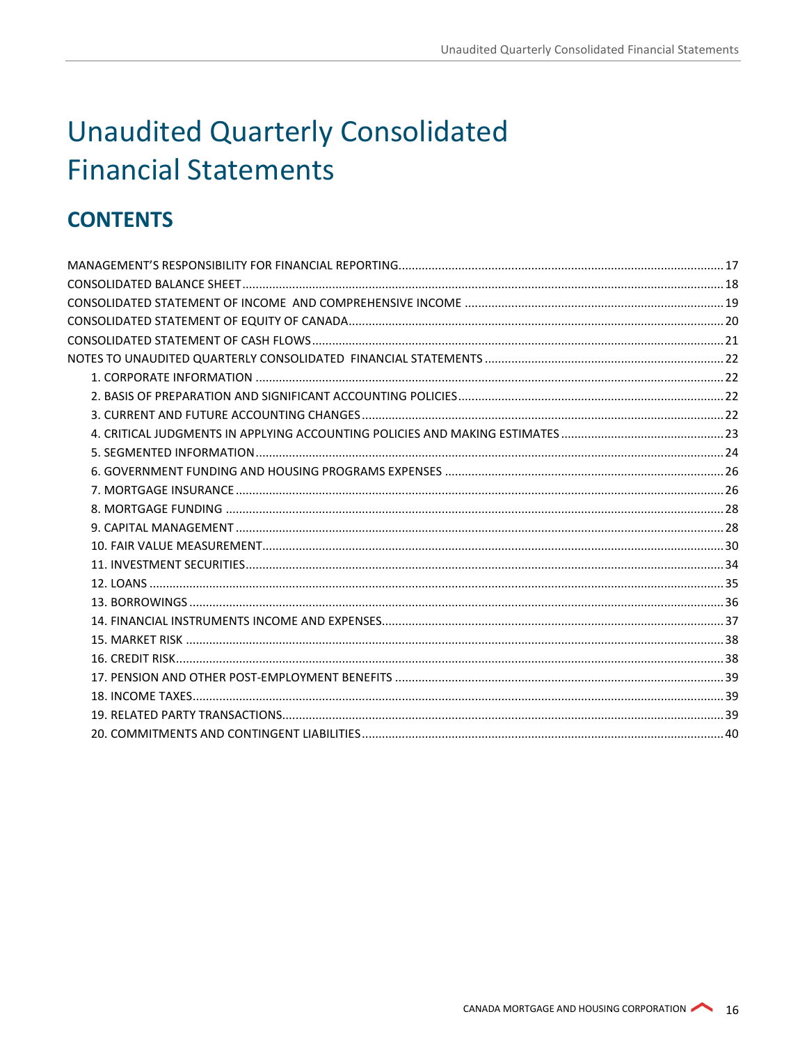# Unaudited Quarterly Consolidated Financial Statements

## CONTENTS

MANAGEMENT'S RESPONSIBILITY FOR FINANCIAL REPORTING .......... 17
CONSOLIDATED BALANCE SHEET .......... 18
CONSOLIDATED STATEMENT OF INCOME AND COMPREHENSIVE INCOME .......... 19
CONSOLIDATED STATEMENT OF EQUITY OF CANADA .......... 20
CONSOLIDATED STATEMENT OF CASH FLOWS .......... 21
NOTES TO UNAUDITED QUARTERLY CONSOLIDATED FINANCIAL STATEMENTS .......... 22

- 1. CORPORATE INFORMATION .......... 22
- 2. BASIS OF PREPARATION AND SIGNIFICANT ACCOUNTING POLICIES .......... 22
- 3. CURRENT AND FUTURE ACCOUNTING CHANGES .......... 22
- 4. CRITICAL JUDGMENTS IN APPLYING ACCOUNTING POLICIES AND MAKING ESTIMATES .......... 23
- 5. SEGMENTED INFORMATION .......... 24
- 6. GOVERNMENT FUNDING AND HOUSING PROGRAMS EXPENSES .......... 26
- 7. MORTGAGE INSURANCE .......... 26
- 8. MORTGAGE FUNDING .......... 28
- 9. CAPITAL MANAGEMENT .......... 28
- 10. FAIR VALUE MEASUREMENT .......... 30
- 11. INVESTMENT SECURITIES .......... 34
- 12. LOANS .......... 35
- 13. BORROWINGS .......... 36
- 14. FINANCIAL INSTRUMENTS INCOME AND EXPENSES .......... 37
- 15. MARKET RISK .......... 38
- 16. CREDIT RISK .......... 38
- 17. PENSION AND OTHER POST-EMPLOYMENT BENEFITS .......... 39
- 18. INCOME TAXES .......... 39
- 19. RELATED PARTY TRANSACTIONS .......... 39
- 20. COMMITMENTS AND CONTINGENT LIABILITIES .......... 40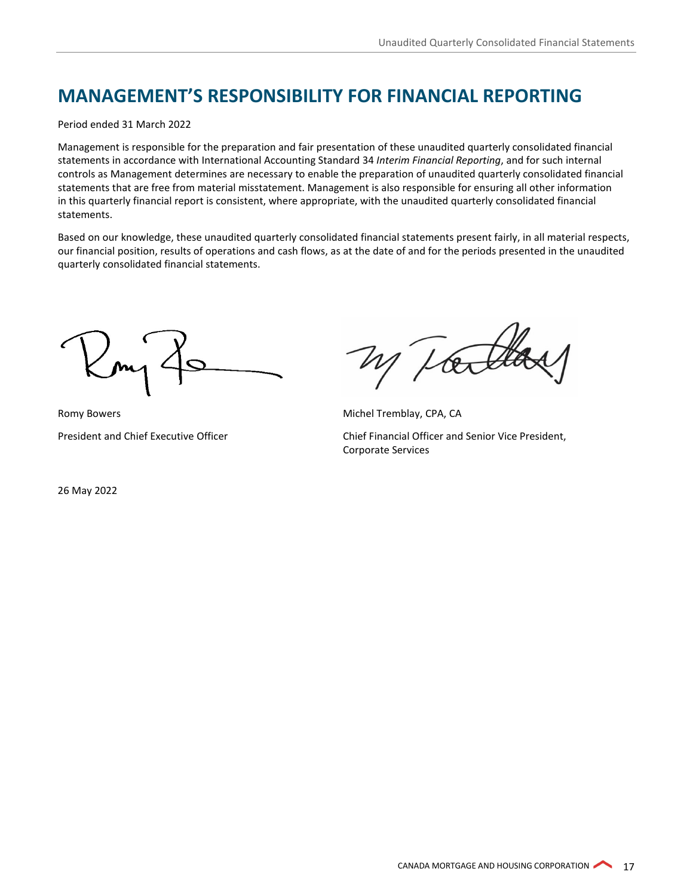# MANAGEMENT'S RESPONSIBILITY FOR FINANCIAL REPORTING

Period ended 31 March 2022

Management is responsible for the preparation and fair presentation of these unaudited quarterly consolidated financial statements in accordance with International Accounting Standard 34 *Interim Financial Reporting*, and for such internal controls as Management determines are necessary to enable the preparation of unaudited quarterly consolidated financial statements that are free from material misstatement. Management is also responsible for ensuring all other information in this quarterly financial report is consistent, where appropriate, with the unaudited quarterly consolidated financial statements.

Based on our knowledge, these unaudited quarterly consolidated financial statements present fairly, in all material respects, our financial position, results of operations and cash flows, as at the date of and for the periods presented in the unaudited quarterly consolidated financial statements.

Romy Bowers

President and Chief Executive Officer

Michel Tremblay, CPA, CA

Chief Financial Officer and Senior Vice President, Corporate Services

26 May 2022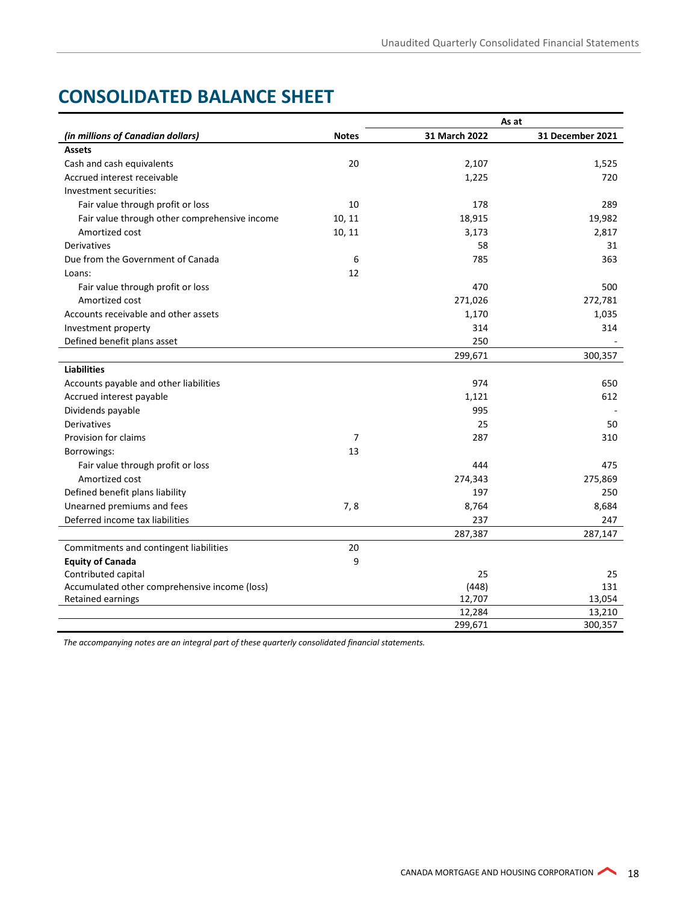# CONSOLIDATED BALANCE SHEET

| *(in millions of Canadian dollars)* | Notes | As at 31 March 2022 | 31 December 2021 |
|---|---|---|---|
| **Assets** | | | |
| Cash and cash equivalents | 20 | 2,107 | 1,525 |
| Accrued interest receivable | | 1,225 | 720 |
| Investment securities: | | | |
| Fair value through profit or loss | 10 | 178 | 289 |
| Fair value through other comprehensive income | 10, 11 | 18,915 | 19,982 |
| Amortized cost | 10, 11 | 3,173 | 2,817 |
| Derivatives | | 58 | 31 |
| Due from the Government of Canada | 6 | 785 | 363 |
| Loans: | 12 | | |
| Fair value through profit or loss | | 470 | 500 |
| Amortized cost | | 271,026 | 272,781 |
| Accounts receivable and other assets | | 1,170 | 1,035 |
| Investment property | | 314 | 314 |
| Defined benefit plans asset | | 250 | - |
| | | 299,671 | 300,357 |
| **Liabilities** | | | |
| Accounts payable and other liabilities | | 974 | 650 |
| Accrued interest payable | | 1,121 | 612 |
| Dividends payable | | 995 | - |
| Derivatives | | 25 | 50 |
| Provision for claims | 7 | 287 | 310 |
| Borrowings: | 13 | | |
| Fair value through profit or loss | | 444 | 475 |
| Amortized cost | | 274,343 | 275,869 |
| Defined benefit plans liability | | 197 | 250 |
| Unearned premiums and fees | 7, 8 | 8,764 | 8,684 |
| Deferred income tax liabilities | | 237 | 247 |
| | | 287,387 | 287,147 |
| Commitments and contingent liabilities | 20 | | |
| **Equity of Canada** | 9 | | |
| Contributed capital | | 25 | 25 |
| Accumulated other comprehensive income (loss) | | (448) | 131 |
| Retained earnings | | 12,707 | 13,054 |
| | | 12,284 | 13,210 |
| | | 299,671 | 300,357 |

*The accompanying notes are an integral part of these quarterly consolidated financial statements.*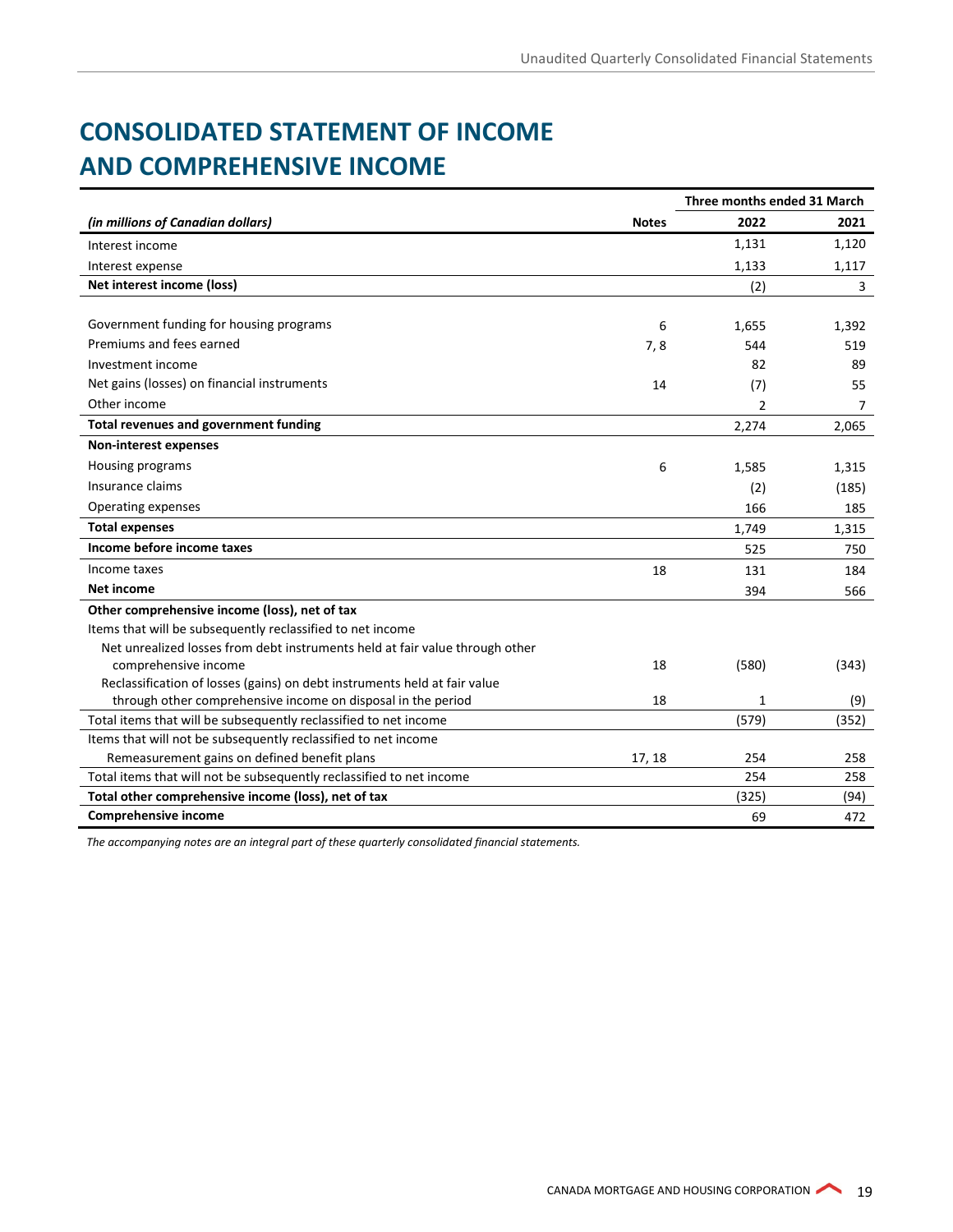# CONSOLIDATED STATEMENT OF INCOME AND COMPREHENSIVE INCOME

| | | Three months ended 31 March | |
|---|---|---|---|
| *(in millions of Canadian dollars)* | **Notes** | **2022** | **2021** |
| Interest income | | 1,131 | 1,120 |
| Interest expense | | 1,133 | 1,117 |
| **Net interest income (loss)** | | (2) | 3 |
| | | | |
| Government funding for housing programs | 6 | 1,655 | 1,392 |
| Premiums and fees earned | 7, 8 | 544 | 519 |
| Investment income | | 82 | 89 |
| Net gains (losses) on financial instruments | 14 | (7) | 55 |
| Other income | | 2 | 7 |
| **Total revenues and government funding** | | 2,274 | 2,065 |
| **Non-interest expenses** | | | |
| Housing programs | 6 | 1,585 | 1,315 |
| Insurance claims | | (2) | (185) |
| Operating expenses | | 166 | 185 |
| **Total expenses** | | 1,749 | 1,315 |
| **Income before income taxes** | | 525 | 750 |
| Income taxes | 18 | 131 | 184 |
| **Net income** | | 394 | 566 |
| **Other comprehensive income (loss), net of tax** | | | |
| Items that will be subsequently reclassified to net income | | | |
| Net unrealized losses from debt instruments held at fair value through other comprehensive income | 18 | (580) | (343) |
| Reclassification of losses (gains) on debt instruments held at fair value through other comprehensive income on disposal in the period | 18 | 1 | (9) |
| Total items that will be subsequently reclassified to net income | | (579) | (352) |
| Items that will not be subsequently reclassified to net income | | | |
| Remeasurement gains on defined benefit plans | 17, 18 | 254 | 258 |
| Total items that will not be subsequently reclassified to net income | | 254 | 258 |
| **Total other comprehensive income (loss), net of tax** | | (325) | (94) |
| **Comprehensive income** | | 69 | 472 |

*The accompanying notes are an integral part of these quarterly consolidated financial statements.*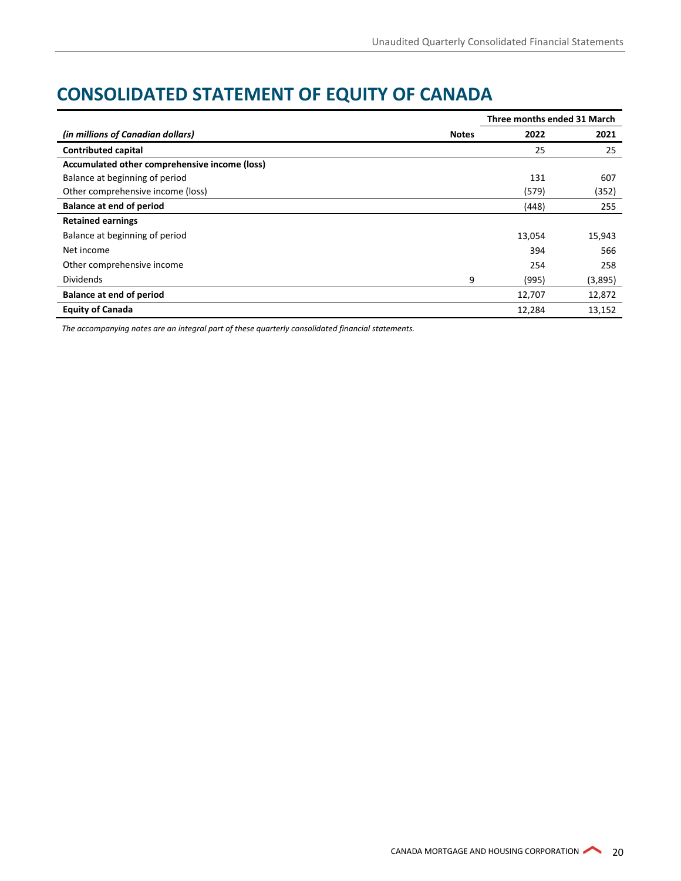# CONSOLIDATED STATEMENT OF EQUITY OF CANADA

| *(in millions of Canadian dollars)* | Notes | Three months ended 31 March 2022 | 2021 |
|---|---|---|---|
| **Contributed capital** | | 25 | 25 |
| **Accumulated other comprehensive income (loss)** | | | |
| Balance at beginning of period | | 131 | 607 |
| Other comprehensive income (loss) | | (579) | (352) |
| **Balance at end of period** | | (448) | 255 |
| **Retained earnings** | | | |
| Balance at beginning of period | | 13,054 | 15,943 |
| Net income | | 394 | 566 |
| Other comprehensive income | | 254 | 258 |
| Dividends | 9 | (995) | (3,895) |
| **Balance at end of period** | | 12,707 | 12,872 |
| **Equity of Canada** | | 12,284 | 13,152 |

*The accompanying notes are an integral part of these quarterly consolidated financial statements.*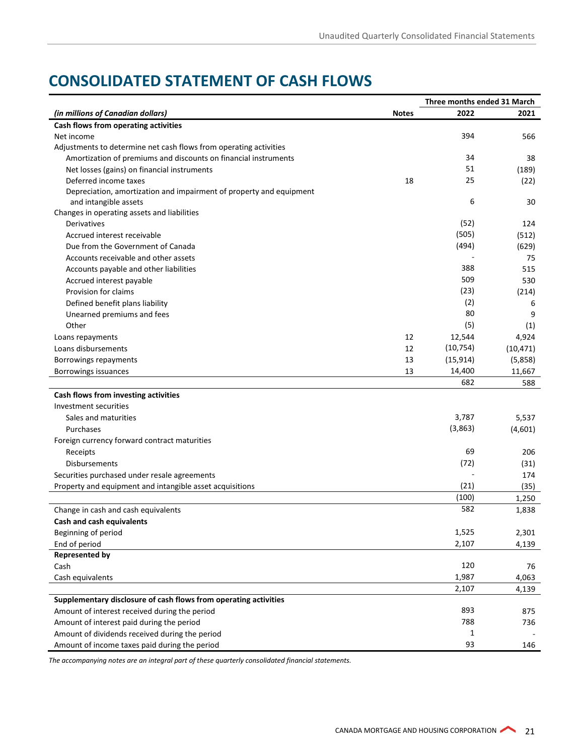# CONSOLIDATED STATEMENT OF CASH FLOWS

| | | Three months ended 31 March | |
|---|---|---|---|
| *(in millions of Canadian dollars)* | **Notes** | **2022** | **2021** |
| **Cash flows from operating activities** | | | |
| Net income | | 394 | 566 |
| Adjustments to determine net cash flows from operating activities | | | |
| Amortization of premiums and discounts on financial instruments | | 34 | 38 |
| Net losses (gains) on financial instruments | | 51 | (189) |
| Deferred income taxes | 18 | 25 | (22) |
| Depreciation, amortization and impairment of property and equipment and intangible assets | | 6 | 30 |
| Changes in operating assets and liabilities | | | |
| Derivatives | | (52) | 124 |
| Accrued interest receivable | | (505) | (512) |
| Due from the Government of Canada | | (494) | (629) |
| Accounts receivable and other assets | | - | 75 |
| Accounts payable and other liabilities | | 388 | 515 |
| Accrued interest payable | | 509 | 530 |
| Provision for claims | | (23) | (214) |
| Defined benefit plans liability | | (2) | 6 |
| Unearned premiums and fees | | 80 | 9 |
| Other | | (5) | (1) |
| Loans repayments | 12 | 12,544 | 4,924 |
| Loans disbursements | 12 | (10,754) | (10,471) |
| Borrowings repayments | 13 | (15,914) | (5,858) |
| Borrowings issuances | 13 | 14,400 | 11,667 |
| | | 682 | 588 |
| **Cash flows from investing activities** | | | |
| Investment securities | | | |
| Sales and maturities | | 3,787 | 5,537 |
| Purchases | | (3,863) | (4,601) |
| Foreign currency forward contract maturities | | | |
| Receipts | | 69 | 206 |
| Disbursements | | (72) | (31) |
| Securities purchased under resale agreements | | - | 174 |
| Property and equipment and intangible asset acquisitions | | (21) | (35) |
| | | (100) | 1,250 |
| Change in cash and cash equivalents | | 582 | 1,838 |
| **Cash and cash equivalents** | | | |
| Beginning of period | | 1,525 | 2,301 |
| End of period | | 2,107 | 4,139 |
| **Represented by** | | | |
| Cash | | 120 | 76 |
| Cash equivalents | | 1,987 | 4,063 |
| | | 2,107 | 4,139 |
| **Supplementary disclosure of cash flows from operating activities** | | | |
| Amount of interest received during the period | | 893 | 875 |
| Amount of interest paid during the period | | 788 | 736 |
| Amount of dividends received during the period | | 1 | - |
| Amount of income taxes paid during the period | | 93 | 146 |

*The accompanying notes are an integral part of these quarterly consolidated financial statements.*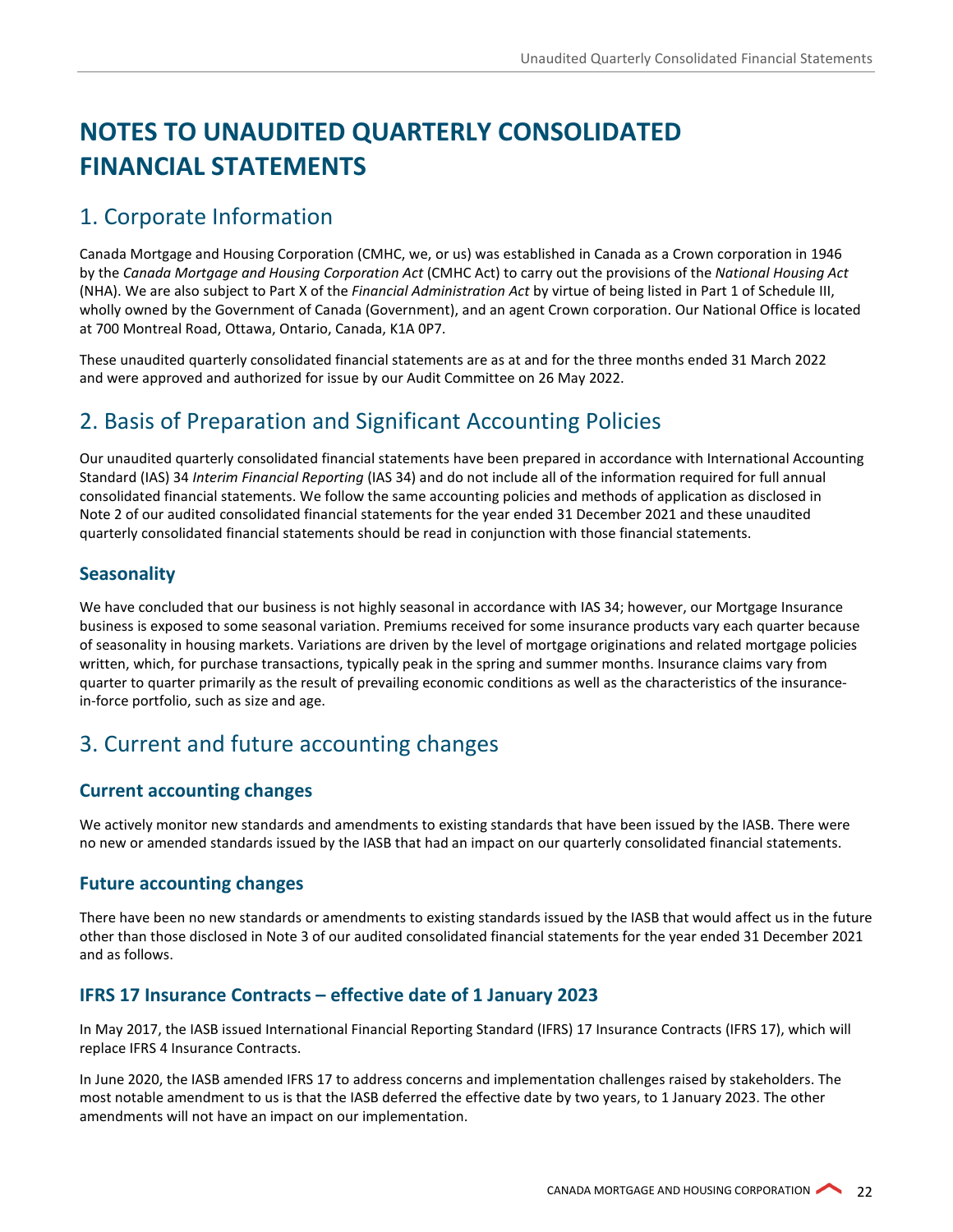# NOTES TO UNAUDITED QUARTERLY CONSOLIDATED FINANCIAL STATEMENTS

## 1. Corporate Information

Canada Mortgage and Housing Corporation (CMHC, we, or us) was established in Canada as a Crown corporation in 1946 by the *Canada Mortgage and Housing Corporation Act* (CMHC Act) to carry out the provisions of the *National Housing Act* (NHA). We are also subject to Part X of the *Financial Administration Act* by virtue of being listed in Part 1 of Schedule III, wholly owned by the Government of Canada (Government), and an agent Crown corporation. Our National Office is located at 700 Montreal Road, Ottawa, Ontario, Canada, K1A 0P7.

These unaudited quarterly consolidated financial statements are as at and for the three months ended 31 March 2022 and were approved and authorized for issue by our Audit Committee on 26 May 2022.

## 2. Basis of Preparation and Significant Accounting Policies

Our unaudited quarterly consolidated financial statements have been prepared in accordance with International Accounting Standard (IAS) 34 *Interim Financial Reporting* (IAS 34) and do not include all of the information required for full annual consolidated financial statements. We follow the same accounting policies and methods of application as disclosed in Note 2 of our audited consolidated financial statements for the year ended 31 December 2021 and these unaudited quarterly consolidated financial statements should be read in conjunction with those financial statements.

### Seasonality

We have concluded that our business is not highly seasonal in accordance with IAS 34; however, our Mortgage Insurance business is exposed to some seasonal variation. Premiums received for some insurance products vary each quarter because of seasonality in housing markets. Variations are driven by the level of mortgage originations and related mortgage policies written, which, for purchase transactions, typically peak in the spring and summer months. Insurance claims vary from quarter to quarter primarily as the result of prevailing economic conditions as well as the characteristics of the insurance-in-force portfolio, such as size and age.

## 3. Current and future accounting changes

### Current accounting changes

We actively monitor new standards and amendments to existing standards that have been issued by the IASB. There were no new or amended standards issued by the IASB that had an impact on our quarterly consolidated financial statements.

### Future accounting changes

There have been no new standards or amendments to existing standards issued by the IASB that would affect us in the future other than those disclosed in Note 3 of our audited consolidated financial statements for the year ended 31 December 2021 and as follows.

### IFRS 17 Insurance Contracts – effective date of 1 January 2023

In May 2017, the IASB issued International Financial Reporting Standard (IFRS) 17 Insurance Contracts (IFRS 17), which will replace IFRS 4 Insurance Contracts.

In June 2020, the IASB amended IFRS 17 to address concerns and implementation challenges raised by stakeholders. The most notable amendment to us is that the IASB deferred the effective date by two years, to 1 January 2023. The other amendments will not have an impact on our implementation.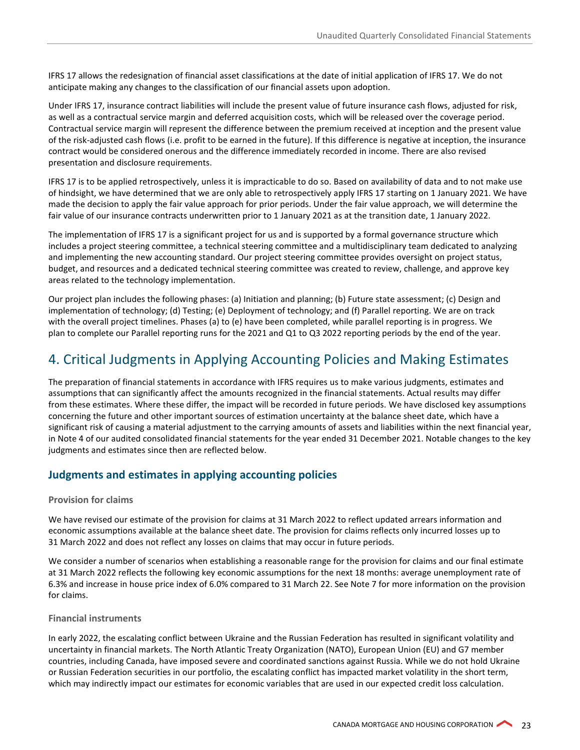IFRS 17 allows the redesignation of financial asset classifications at the date of initial application of IFRS 17. We do not anticipate making any changes to the classification of our financial assets upon adoption.

Under IFRS 17, insurance contract liabilities will include the present value of future insurance cash flows, adjusted for risk, as well as a contractual service margin and deferred acquisition costs, which will be released over the coverage period. Contractual service margin will represent the difference between the premium received at inception and the present value of the risk-adjusted cash flows (i.e. profit to be earned in the future). If this difference is negative at inception, the insurance contract would be considered onerous and the difference immediately recorded in income. There are also revised presentation and disclosure requirements.

IFRS 17 is to be applied retrospectively, unless it is impracticable to do so. Based on availability of data and to not make use of hindsight, we have determined that we are only able to retrospectively apply IFRS 17 starting on 1 January 2021. We have made the decision to apply the fair value approach for prior periods. Under the fair value approach, we will determine the fair value of our insurance contracts underwritten prior to 1 January 2021 as at the transition date, 1 January 2022.

The implementation of IFRS 17 is a significant project for us and is supported by a formal governance structure which includes a project steering committee, a technical steering committee and a multidisciplinary team dedicated to analyzing and implementing the new accounting standard. Our project steering committee provides oversight on project status, budget, and resources and a dedicated technical steering committee was created to review, challenge, and approve key areas related to the technology implementation.

Our project plan includes the following phases: (a) Initiation and planning; (b) Future state assessment; (c) Design and implementation of technology; (d) Testing; (e) Deployment of technology; and (f) Parallel reporting. We are on track with the overall project timelines. Phases (a) to (e) have been completed, while parallel reporting is in progress. We plan to complete our Parallel reporting runs for the 2021 and Q1 to Q3 2022 reporting periods by the end of the year.

# 4. Critical Judgments in Applying Accounting Policies and Making Estimates

The preparation of financial statements in accordance with IFRS requires us to make various judgments, estimates and assumptions that can significantly affect the amounts recognized in the financial statements. Actual results may differ from these estimates. Where these differ, the impact will be recorded in future periods. We have disclosed key assumptions concerning the future and other important sources of estimation uncertainty at the balance sheet date, which have a significant risk of causing a material adjustment to the carrying amounts of assets and liabilities within the next financial year, in Note 4 of our audited consolidated financial statements for the year ended 31 December 2021. Notable changes to the key judgments and estimates since then are reflected below.

## Judgments and estimates in applying accounting policies

### Provision for claims

We have revised our estimate of the provision for claims at 31 March 2022 to reflect updated arrears information and economic assumptions available at the balance sheet date. The provision for claims reflects only incurred losses up to 31 March 2022 and does not reflect any losses on claims that may occur in future periods.

We consider a number of scenarios when establishing a reasonable range for the provision for claims and our final estimate at 31 March 2022 reflects the following key economic assumptions for the next 18 months: average unemployment rate of 6.3% and increase in house price index of 6.0% compared to 31 March 22. See Note 7 for more information on the provision for claims.

### Financial instruments

In early 2022, the escalating conflict between Ukraine and the Russian Federation has resulted in significant volatility and uncertainty in financial markets. The North Atlantic Treaty Organization (NATO), European Union (EU) and G7 member countries, including Canada, have imposed severe and coordinated sanctions against Russia. While we do not hold Ukraine or Russian Federation securities in our portfolio, the escalating conflict has impacted market volatility in the short term, which may indirectly impact our estimates for economic variables that are used in our expected credit loss calculation.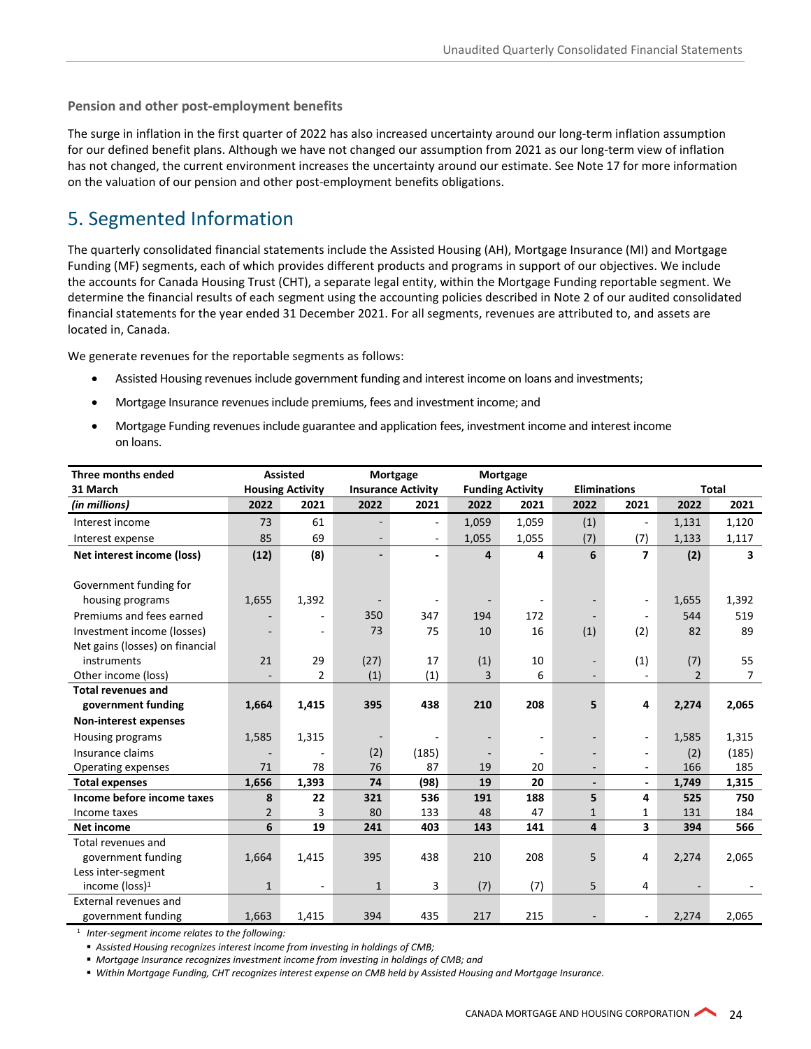### Pension and other post-employment benefits

The surge in inflation in the first quarter of 2022 has also increased uncertainty around our long-term inflation assumption for our defined benefit plans. Although we have not changed our assumption from 2021 as our long-term view of inflation has not changed, the current environment increases the uncertainty around our estimate. See Note 17 for more information on the valuation of our pension and other post-employment benefits obligations.

## 5. Segmented Information

The quarterly consolidated financial statements include the Assisted Housing (AH), Mortgage Insurance (MI) and Mortgage Funding (MF) segments, each of which provides different products and programs in support of our objectives. We include the accounts for Canada Housing Trust (CHT), a separate legal entity, within the Mortgage Funding reportable segment. We determine the financial results of each segment using the accounting policies described in Note 2 of our audited consolidated financial statements for the year ended 31 December 2021. For all segments, revenues are attributed to, and assets are located in, Canada.

We generate revenues for the reportable segments as follows:

- Assisted Housing revenues include government funding and interest income on loans and investments;
- Mortgage Insurance revenues include premiums, fees and investment income; and
- Mortgage Funding revenues include guarantee and application fees, investment income and interest income on loans.

| Three months ended 31 March | Assisted Housing Activity | | Mortgage Insurance Activity | | Mortgage Funding Activity | | Eliminations | | Total | |
|---|---|---|---|---|---|---|---|---|---|---|
| *(in millions)* | 2022 | 2021 | 2022 | 2021 | 2022 | 2021 | 2022 | 2021 | 2022 | 2021 |
| Interest income | 73 | 61 | - | - | 1,059 | 1,059 | (1) | - | 1,131 | 1,120 |
| Interest expense | 85 | 69 | - | - | 1,055 | 1,055 | (7) | (7) | 1,133 | 1,117 |
| **Net interest income (loss)** | **(12)** | **(8)** | **-** | **-** | **4** | **4** | **6** | **7** | **(2)** | **3** |
| Government funding for housing programs | 1,655 | 1,392 | - | - | - | - | - | - | 1,655 | 1,392 |
| Premiums and fees earned | - | - | 350 | 347 | 194 | 172 | - | - | 544 | 519 |
| Investment income (losses) | - | - | 73 | 75 | 10 | 16 | (1) | (2) | 82 | 89 |
| Net gains (losses) on financial instruments | 21 | 29 | (27) | 17 | (1) | 10 | - | (1) | (7) | 55 |
| Other income (loss) | - | 2 | (1) | (1) | 3 | 6 | - | - | 2 | 7 |
| **Total revenues and government funding** | **1,664** | **1,415** | **395** | **438** | **210** | **208** | **5** | **4** | **2,274** | **2,065** |
| **Non-interest expenses** | | | | | | | | | | |
| Housing programs | 1,585 | 1,315 | - | - | - | - | - | - | 1,585 | 1,315 |
| Insurance claims | - | - | (2) | (185) | - | - | - | - | (2) | (185) |
| Operating expenses | 71 | 78 | 76 | 87 | 19 | 20 | - | - | 166 | 185 |
| **Total expenses** | **1,656** | **1,393** | **74** | **(98)** | **19** | **20** | **-** | **-** | **1,749** | **1,315** |
| **Income before income taxes** | **8** | **22** | **321** | **536** | **191** | **188** | **5** | **4** | **525** | **750** |
| Income taxes | 2 | 3 | 80 | 133 | 48 | 47 | 1 | 1 | 131 | 184 |
| **Net income** | **6** | **19** | **241** | **403** | **143** | **141** | **4** | **3** | **394** | **566** |
| Total revenues and government funding | 1,664 | 1,415 | 395 | 438 | 210 | 208 | 5 | 4 | 2,274 | 2,065 |
| Less inter-segment income (loss)[1] | 1 | - | 1 | 3 | (7) | (7) | 5 | 4 | - | - |
| External revenues and government funding | 1,663 | 1,415 | 394 | 435 | 217 | 215 | - | - | 2,274 | 2,065 |

[1] *Inter-segment income relates to the following:*

- *Assisted Housing recognizes interest income from investing in holdings of CMB;*
- *Mortgage Insurance recognizes investment income from investing in holdings of CMB; and*
- *Within Mortgage Funding, CHT recognizes interest expense on CMB held by Assisted Housing and Mortgage Insurance.*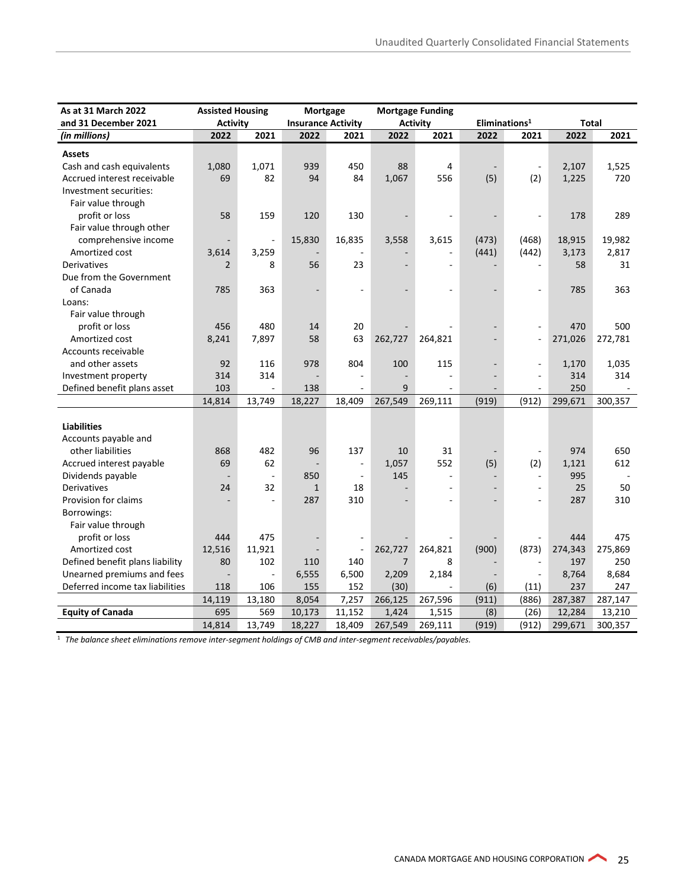| As at 31 March 2022 and 31 December 2021 | Assisted Housing Activity | | Mortgage Insurance Activity | | Mortgage Funding Activity | | Eliminations[1] | | Total | |
|---|---|---|---|---|---|---|---|---|---|---|
| *(in millions)* | **2022** | **2021** | **2022** | **2021** | **2022** | **2021** | **2022** | **2021** | **2022** | **2021** |
| **Assets** | | | | | | | | | | |
| Cash and cash equivalents | 1,080 | 1,071 | 939 | 450 | 88 | 4 | - | - | 2,107 | 1,525 |
| Accrued interest receivable | 69 | 82 | 94 | 84 | 1,067 | 556 | (5) | (2) | 1,225 | 720 |
| Investment securities: | | | | | | | | | | |
| Fair value through profit or loss | 58 | 159 | 120 | 130 | - | - | - | - | 178 | 289 |
| Fair value through other comprehensive income | - | - | 15,830 | 16,835 | 3,558 | 3,615 | (473) | (468) | 18,915 | 19,982 |
| Amortized cost | 3,614 | 3,259 | - | - | - | - | (441) | (442) | 3,173 | 2,817 |
| Derivatives | 2 | 8 | 56 | 23 | - | - | - | - | 58 | 31 |
| Due from the Government of Canada | 785 | 363 | - | - | - | - | - | - | 785 | 363 |
| Loans: | | | | | | | | | | |
| Fair value through profit or loss | 456 | 480 | 14 | 20 | - | - | - | - | 470 | 500 |
| Amortized cost | 8,241 | 7,897 | 58 | 63 | 262,727 | 264,821 | - | - | 271,026 | 272,781 |
| Accounts receivable and other assets | 92 | 116 | 978 | 804 | 100 | 115 | - | - | 1,170 | 1,035 |
| Investment property | 314 | 314 | - | - | - | - | - | - | 314 | 314 |
| Defined benefit plans asset | 103 | - | 138 | - | 9 | - | - | - | 250 | - |
| | 14,814 | 13,749 | 18,227 | 18,409 | 267,549 | 269,111 | (919) | (912) | 299,671 | 300,357 |
| **Liabilities** | | | | | | | | | | |
| Accounts payable and other liabilities | 868 | 482 | 96 | 137 | 10 | 31 | - | - | 974 | 650 |
| Accrued interest payable | 69 | 62 | - | - | 1,057 | 552 | (5) | (2) | 1,121 | 612 |
| Dividends payable | - | - | 850 | - | 145 | - | - | - | 995 | - |
| Derivatives | 24 | 32 | 1 | 18 | - | - | - | - | 25 | 50 |
| Provision for claims | - | - | 287 | 310 | - | - | - | - | 287 | 310 |
| Borrowings: | | | | | | | | | | |
| Fair value through profit or loss | 444 | 475 | - | - | - | - | - | - | 444 | 475 |
| Amortized cost | 12,516 | 11,921 | - | - | 262,727 | 264,821 | (900) | (873) | 274,343 | 275,869 |
| Defined benefit plans liability | 80 | 102 | 110 | 140 | 7 | 8 | - | - | 197 | 250 |
| Unearned premiums and fees | - | - | 6,555 | 6,500 | 2,209 | 2,184 | - | - | 8,764 | 8,684 |
| Deferred income tax liabilities | 118 | 106 | 155 | 152 | (30) | - | (6) | (11) | 237 | 247 |
| | 14,119 | 13,180 | 8,054 | 7,257 | 266,125 | 267,596 | (911) | (886) | 287,387 | 287,147 |
| **Equity of Canada** | 695 | 569 | 10,173 | 11,152 | 1,424 | 1,515 | (8) | (26) | 12,284 | 13,210 |
| | 14,814 | 13,749 | 18,227 | 18,409 | 267,549 | 269,111 | (919) | (912) | 299,671 | 300,357 |

[1] *The balance sheet eliminations remove inter-segment holdings of CMB and inter-segment receivables/payables.*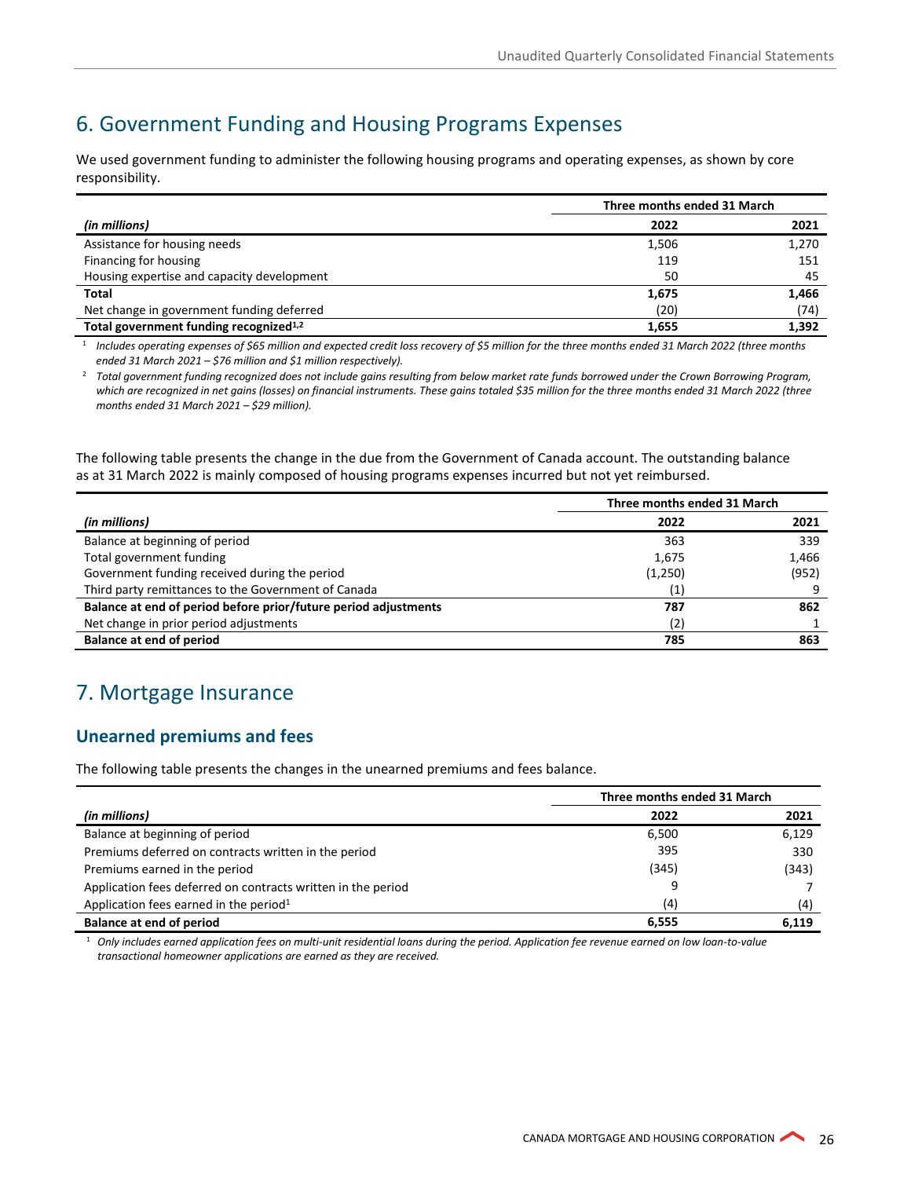## 6. Government Funding and Housing Programs Expenses

We used government funding to administer the following housing programs and operating expenses, as shown by core responsibility.

| | Three months ended 31 March | |
|---|---|---|
| *(in millions)* | **2022** | **2021** |
| Assistance for housing needs | 1,506 | 1,270 |
| Financing for housing | 119 | 151 |
| Housing expertise and capacity development | 50 | 45 |
| **Total** | **1,675** | **1,466** |
| Net change in government funding deferred | (20) | (74) |
| **Total government funding recognized[1,2]** | **1,655** | **1,392** |

[1] *Includes operating expenses of $65 million and expected credit loss recovery of $5 million for the three months ended 31 March 2022 (three months ended 31 March 2021 – $76 million and $1 million respectively).*

[2] *Total government funding recognized does not include gains resulting from below market rate funds borrowed under the Crown Borrowing Program, which are recognized in net gains (losses) on financial instruments. These gains totaled $35 million for the three months ended 31 March 2022 (three months ended 31 March 2021 – $29 million).*

The following table presents the change in the due from the Government of Canada account. The outstanding balance as at 31 March 2022 is mainly composed of housing programs expenses incurred but not yet reimbursed.

| | Three months ended 31 March | |
|---|---|---|
| *(in millions)* | **2022** | **2021** |
| Balance at beginning of period | 363 | 339 |
| Total government funding | 1,675 | 1,466 |
| Government funding received during the period | (1,250) | (952) |
| Third party remittances to the Government of Canada | (1) | 9 |
| **Balance at end of period before prior/future period adjustments** | **787** | **862** |
| Net change in prior period adjustments | (2) | 1 |
| **Balance at end of period** | **785** | **863** |

## 7. Mortgage Insurance

### Unearned premiums and fees

The following table presents the changes in the unearned premiums and fees balance.

| | Three months ended 31 March | |
|---|---|---|
| *(in millions)* | **2022** | **2021** |
| Balance at beginning of period | 6,500 | 6,129 |
| Premiums deferred on contracts written in the period | 395 | 330 |
| Premiums earned in the period | (345) | (343) |
| Application fees deferred on contracts written in the period | 9 | 7 |
| Application fees earned in the period[1] | (4) | (4) |
| **Balance at end of period** | **6,555** | **6,119** |

[1] *Only includes earned application fees on multi-unit residential loans during the period. Application fee revenue earned on low loan-to-value transactional homeowner applications are earned as they are received.*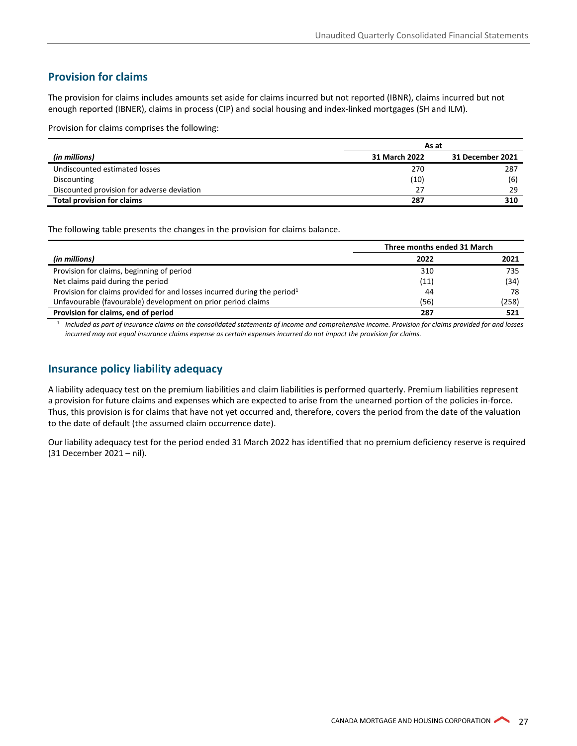## Provision for claims

The provision for claims includes amounts set aside for claims incurred but not reported (IBNR), claims incurred but not enough reported (IBNER), claims in process (CIP) and social housing and index-linked mortgages (SH and ILM).

Provision for claims comprises the following:

| | As at | |
|---|---|---|
| *(in millions)* | **31 March 2022** | **31 December 2021** |
| Undiscounted estimated losses | 270 | 287 |
| Discounting | (10) | (6) |
| Discounted provision for adverse deviation | 27 | 29 |
| **Total provision for claims** | **287** | **310** |

The following table presents the changes in the provision for claims balance.

| | Three months ended 31 March | |
|---|---|---|
| *(in millions)* | **2022** | **2021** |
| Provision for claims, beginning of period | 310 | 735 |
| Net claims paid during the period | (11) | (34) |
| Provision for claims provided for and losses incurred during the period[1] | 44 | 78 |
| Unfavourable (favourable) development on prior period claims | (56) | (258) |
| **Provision for claims, end of period** | **287** | **521** |

[1] *Included as part of insurance claims on the consolidated statements of income and comprehensive income. Provision for claims provided for and losses incurred may not equal insurance claims expense as certain expenses incurred do not impact the provision for claims.*

## Insurance policy liability adequacy

A liability adequacy test on the premium liabilities and claim liabilities is performed quarterly. Premium liabilities represent a provision for future claims and expenses which are expected to arise from the unearned portion of the policies in-force. Thus, this provision is for claims that have not yet occurred and, therefore, covers the period from the date of the valuation to the date of default (the assumed claim occurrence date).

Our liability adequacy test for the period ended 31 March 2022 has identified that no premium deficiency reserve is required (31 December 2021 – nil).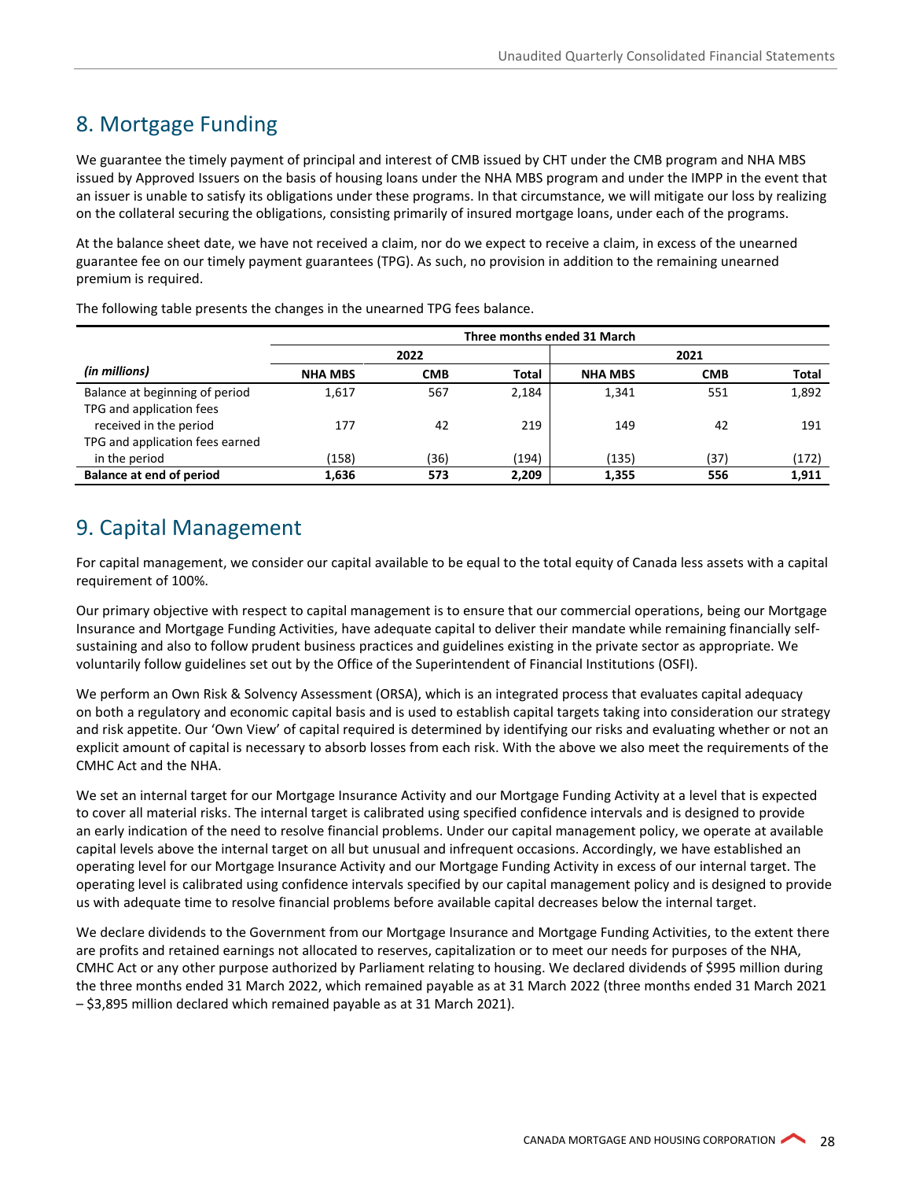## 8. Mortgage Funding

We guarantee the timely payment of principal and interest of CMB issued by CHT under the CMB program and NHA MBS issued by Approved Issuers on the basis of housing loans under the NHA MBS program and under the IMPP in the event that an issuer is unable to satisfy its obligations under these programs. In that circumstance, we will mitigate our loss by realizing on the collateral securing the obligations, consisting primarily of insured mortgage loans, under each of the programs.

At the balance sheet date, we have not received a claim, nor do we expect to receive a claim, in excess of the unearned guarantee fee on our timely payment guarantees (TPG). As such, no provision in addition to the remaining unearned premium is required.

The following table presents the changes in the unearned TPG fees balance.

| | Three months ended 31 March | | | | | |
|---|---|---|---|---|---|---|
| | 2022 | | | 2021 | | |
| *(in millions)* | **NHA MBS** | **CMB** | **Total** | **NHA MBS** | **CMB** | **Total** |
| Balance at beginning of period | 1,617 | 567 | 2,184 | 1,341 | 551 | 1,892 |
| TPG and application fees received in the period | 177 | 42 | 219 | 149 | 42 | 191 |
| TPG and application fees earned in the period | (158) | (36) | (194) | (135) | (37) | (172) |
| **Balance at end of period** | **1,636** | **573** | **2,209** | **1,355** | **556** | **1,911** |

## 9. Capital Management

For capital management, we consider our capital available to be equal to the total equity of Canada less assets with a capital requirement of 100%.

Our primary objective with respect to capital management is to ensure that our commercial operations, being our Mortgage Insurance and Mortgage Funding Activities, have adequate capital to deliver their mandate while remaining financially self-sustaining and also to follow prudent business practices and guidelines existing in the private sector as appropriate. We voluntarily follow guidelines set out by the Office of the Superintendent of Financial Institutions (OSFI).

We perform an Own Risk & Solvency Assessment (ORSA), which is an integrated process that evaluates capital adequacy on both a regulatory and economic capital basis and is used to establish capital targets taking into consideration our strategy and risk appetite. Our 'Own View' of capital required is determined by identifying our risks and evaluating whether or not an explicit amount of capital is necessary to absorb losses from each risk. With the above we also meet the requirements of the CMHC Act and the NHA.

We set an internal target for our Mortgage Insurance Activity and our Mortgage Funding Activity at a level that is expected to cover all material risks. The internal target is calibrated using specified confidence intervals and is designed to provide an early indication of the need to resolve financial problems. Under our capital management policy, we operate at available capital levels above the internal target on all but unusual and infrequent occasions. Accordingly, we have established an operating level for our Mortgage Insurance Activity and our Mortgage Funding Activity in excess of our internal target. The operating level is calibrated using confidence intervals specified by our capital management policy and is designed to provide us with adequate time to resolve financial problems before available capital decreases below the internal target.

We declare dividends to the Government from our Mortgage Insurance and Mortgage Funding Activities, to the extent there are profits and retained earnings not allocated to reserves, capitalization or to meet our needs for purposes of the NHA, CMHC Act or any other purpose authorized by Parliament relating to housing. We declared dividends of $995 million during the three months ended 31 March 2022, which remained payable as at 31 March 2022 (three months ended 31 March 2021 – $3,895 million declared which remained payable as at 31 March 2021).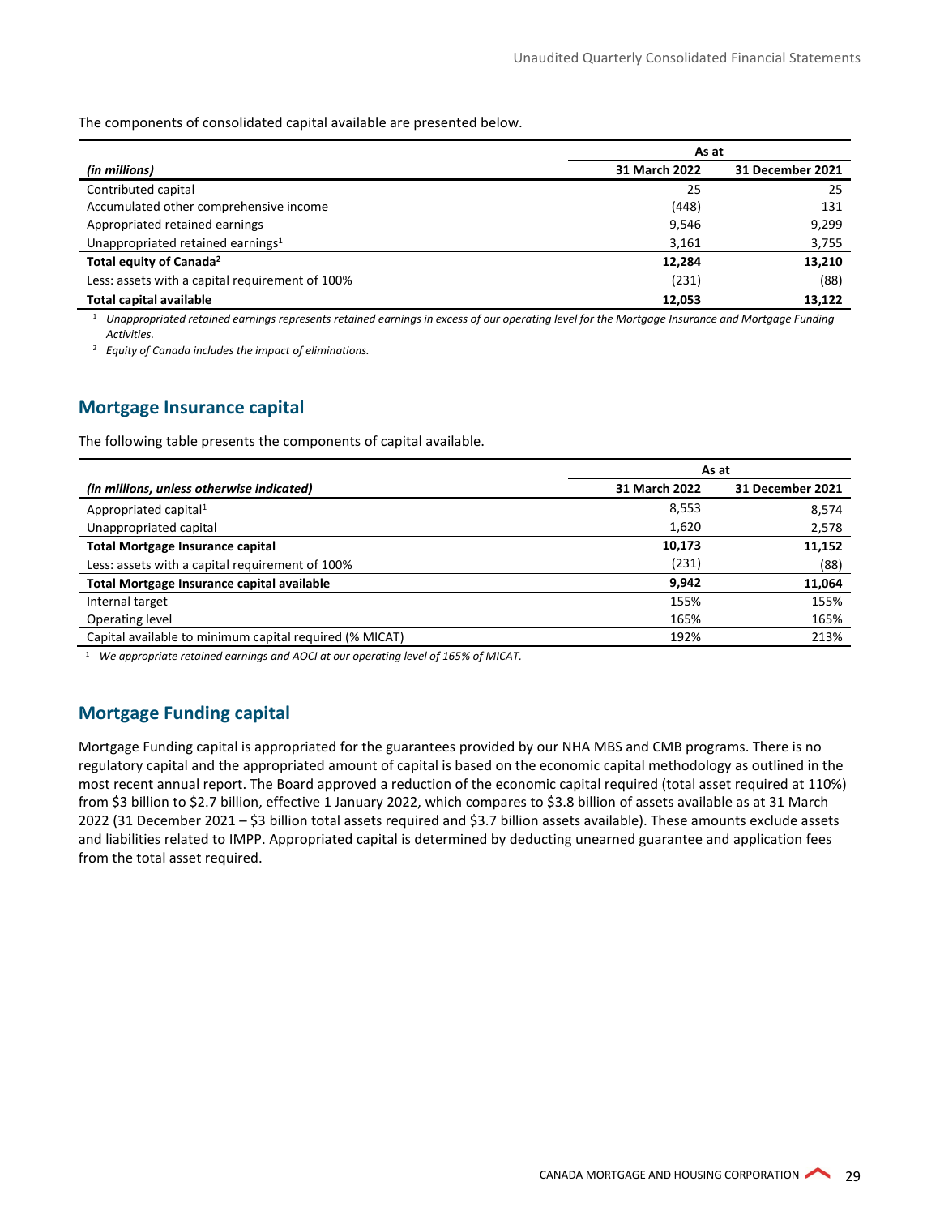The components of consolidated capital available are presented below.

| (in millions) | As at 31 March 2022 | As at 31 December 2021 |
|---|---|---|
| Contributed capital | 25 | 25 |
| Accumulated other comprehensive income | (448) | 131 |
| Appropriated retained earnings | 9,546 | 9,299 |
| Unappropriated retained earnings[1] | 3,161 | 3,755 |
| **Total equity of Canada[2]** | **12,284** | **13,210** |
| Less: assets with a capital requirement of 100% | (231) | (88) |
| **Total capital available** | **12,053** | **13,122** |

[1] *Unappropriated retained earnings represents retained earnings in excess of our operating level for the Mortgage Insurance and Mortgage Funding Activities.*

[2] *Equity of Canada includes the impact of eliminations.*

## Mortgage Insurance capital

The following table presents the components of capital available.

| (in millions, unless otherwise indicated) | As at 31 March 2022 | As at 31 December 2021 |
|---|---|---|
| Appropriated capital[1] | 8,553 | 8,574 |
| Unappropriated capital | 1,620 | 2,578 |
| **Total Mortgage Insurance capital** | **10,173** | **11,152** |
| Less: assets with a capital requirement of 100% | (231) | (88) |
| **Total Mortgage Insurance capital available** | **9,942** | **11,064** |
| Internal target | 155% | 155% |
| Operating level | 165% | 165% |
| Capital available to minimum capital required (% MICAT) | 192% | 213% |

[1] *We appropriate retained earnings and AOCI at our operating level of 165% of MICAT.*

## Mortgage Funding capital

Mortgage Funding capital is appropriated for the guarantees provided by our NHA MBS and CMB programs. There is no regulatory capital and the appropriated amount of capital is based on the economic capital methodology as outlined in the most recent annual report. The Board approved a reduction of the economic capital required (total asset required at 110%) from $3 billion to $2.7 billion, effective 1 January 2022, which compares to $3.8 billion of assets available as at 31 March 2022 (31 December 2021 – $3 billion total assets required and $3.7 billion assets available). These amounts exclude assets and liabilities related to IMPP. Appropriated capital is determined by deducting unearned guarantee and application fees from the total asset required.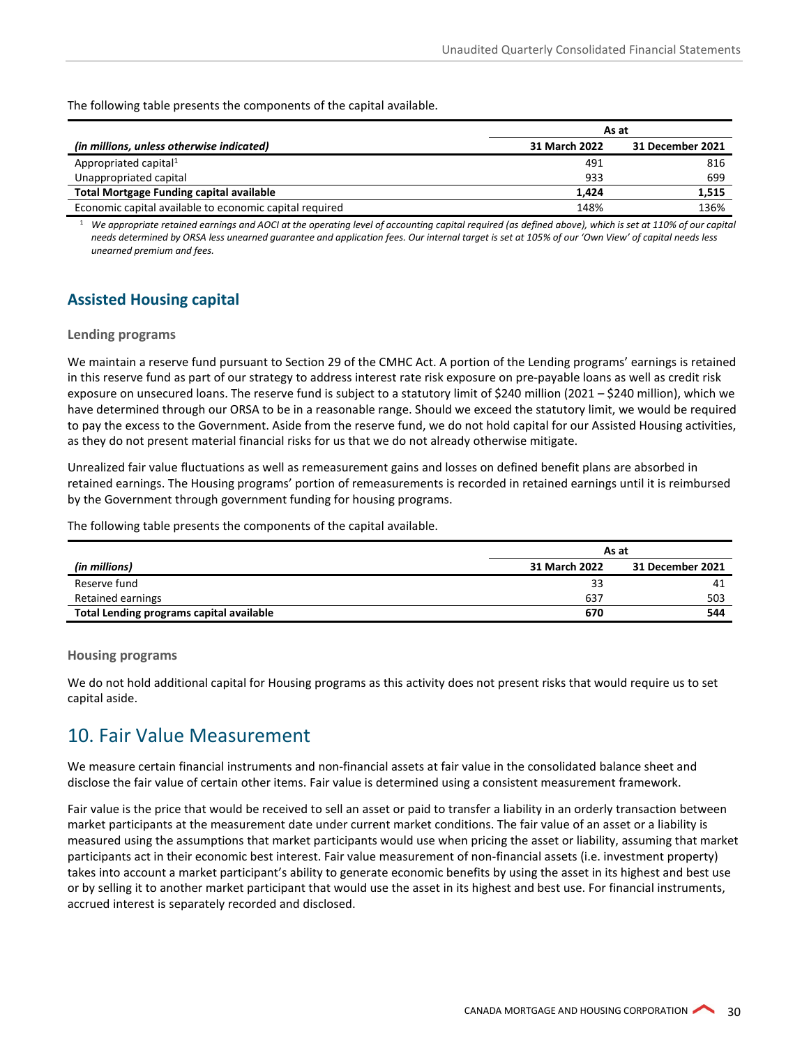The following table presents the components of the capital available.

| (in millions, unless otherwise indicated) | As at | |
|---|---|---|
| | **31 March 2022** | **31 December 2021** |
| Appropriated capital[1] | 491 | 816 |
| Unappropriated capital | 933 | 699 |
| **Total Mortgage Funding capital available** | **1,424** | **1,515** |
| Economic capital available to economic capital required | 148% | 136% |

[1] *We appropriate retained earnings and AOCI at the operating level of accounting capital required (as defined above), which is set at 110% of our capital needs determined by ORSA less unearned guarantee and application fees. Our internal target is set at 105% of our 'Own View' of capital needs less unearned premium and fees.*

## Assisted Housing capital

### Lending programs

We maintain a reserve fund pursuant to Section 29 of the CMHC Act. A portion of the Lending programs' earnings is retained in this reserve fund as part of our strategy to address interest rate risk exposure on pre-payable loans as well as credit risk exposure on unsecured loans. The reserve fund is subject to a statutory limit of $240 million (2021 – $240 million), which we have determined through our ORSA to be in a reasonable range. Should we exceed the statutory limit, we would be required to pay the excess to the Government. Aside from the reserve fund, we do not hold capital for our Assisted Housing activities, as they do not present material financial risks for us that we do not already otherwise mitigate.

Unrealized fair value fluctuations as well as remeasurement gains and losses on defined benefit plans are absorbed in retained earnings. The Housing programs' portion of remeasurements is recorded in retained earnings until it is reimbursed by the Government through government funding for housing programs.

The following table presents the components of the capital available.

| (in millions) | As at | |
|---|---|---|
| | **31 March 2022** | **31 December 2021** |
| Reserve fund | 33 | 41 |
| Retained earnings | 637 | 503 |
| **Total Lending programs capital available** | **670** | **544** |

### Housing programs

We do not hold additional capital for Housing programs as this activity does not present risks that would require us to set capital aside.

# 10. Fair Value Measurement

We measure certain financial instruments and non-financial assets at fair value in the consolidated balance sheet and disclose the fair value of certain other items. Fair value is determined using a consistent measurement framework.

Fair value is the price that would be received to sell an asset or paid to transfer a liability in an orderly transaction between market participants at the measurement date under current market conditions. The fair value of an asset or a liability is measured using the assumptions that market participants would use when pricing the asset or liability, assuming that market participants act in their economic best interest. Fair value measurement of non-financial assets (i.e. investment property) takes into account a market participant's ability to generate economic benefits by using the asset in its highest and best use or by selling it to another market participant that would use the asset in its highest and best use. For financial instruments, accrued interest is separately recorded and disclosed.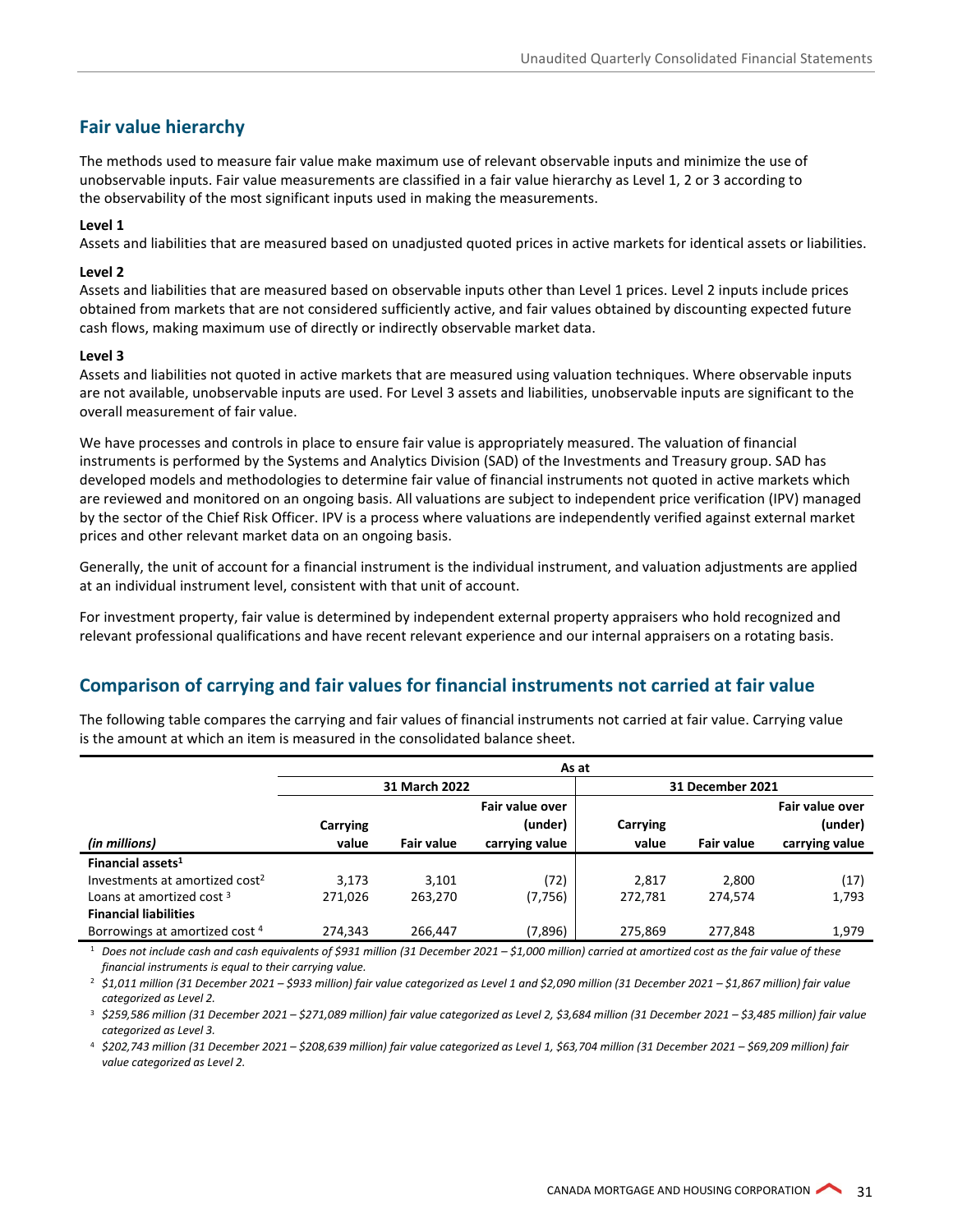## Fair value hierarchy

The methods used to measure fair value make maximum use of relevant observable inputs and minimize the use of unobservable inputs. Fair value measurements are classified in a fair value hierarchy as Level 1, 2 or 3 according to the observability of the most significant inputs used in making the measurements.

**Level 1**

Assets and liabilities that are measured based on unadjusted quoted prices in active markets for identical assets or liabilities.

**Level 2**

Assets and liabilities that are measured based on observable inputs other than Level 1 prices. Level 2 inputs include prices obtained from markets that are not considered sufficiently active, and fair values obtained by discounting expected future cash flows, making maximum use of directly or indirectly observable market data.

**Level 3**

Assets and liabilities not quoted in active markets that are measured using valuation techniques. Where observable inputs are not available, unobservable inputs are used. For Level 3 assets and liabilities, unobservable inputs are significant to the overall measurement of fair value.

We have processes and controls in place to ensure fair value is appropriately measured. The valuation of financial instruments is performed by the Systems and Analytics Division (SAD) of the Investments and Treasury group. SAD has developed models and methodologies to determine fair value of financial instruments not quoted in active markets which are reviewed and monitored on an ongoing basis. All valuations are subject to independent price verification (IPV) managed by the sector of the Chief Risk Officer. IPV is a process where valuations are independently verified against external market prices and other relevant market data on an ongoing basis.

Generally, the unit of account for a financial instrument is the individual instrument, and valuation adjustments are applied at an individual instrument level, consistent with that unit of account.

For investment property, fair value is determined by independent external property appraisers who hold recognized and relevant professional qualifications and have recent relevant experience and our internal appraisers on a rotating basis.

## Comparison of carrying and fair values for financial instruments not carried at fair value

The following table compares the carrying and fair values of financial instruments not carried at fair value. Carrying value is the amount at which an item is measured in the consolidated balance sheet.

| | As at | | | | | |
|---|---|---|---|---|---|---|
| | 31 March 2022 | | | 31 December 2021 | | |
| *(in millions)* | Carrying value | Fair value | Fair value over (under) carrying value | Carrying value | Fair value | Fair value over (under) carrying value |
| **Financial assets**[1] | | | | | | |
| Investments at amortized cost[2] | 3,173 | 3,101 | (72) | 2,817 | 2,800 | (17) |
| Loans at amortized cost [3] | 271,026 | 263,270 | (7,756) | 272,781 | 274,574 | 1,793 |
| **Financial liabilities** | | | | | | |
| Borrowings at amortized cost [4] | 274,343 | 266,447 | (7,896) | 275,869 | 277,848 | 1,979 |

[1] *Does not include cash and cash equivalents of $931 million (31 December 2021 – $1,000 million) carried at amortized cost as the fair value of these financial instruments is equal to their carrying value.*

[2] *$1,011 million (31 December 2021 – $933 million) fair value categorized as Level 1 and $2,090 million (31 December 2021 – $1,867 million) fair value categorized as Level 2.*

[3] *$259,586 million (31 December 2021 – $271,089 million) fair value categorized as Level 2, $3,684 million (31 December 2021 – $3,485 million) fair value categorized as Level 3.*

[4] *$202,743 million (31 December 2021 – $208,639 million) fair value categorized as Level 1, $63,704 million (31 December 2021 – $69,209 million) fair value categorized as Level 2.*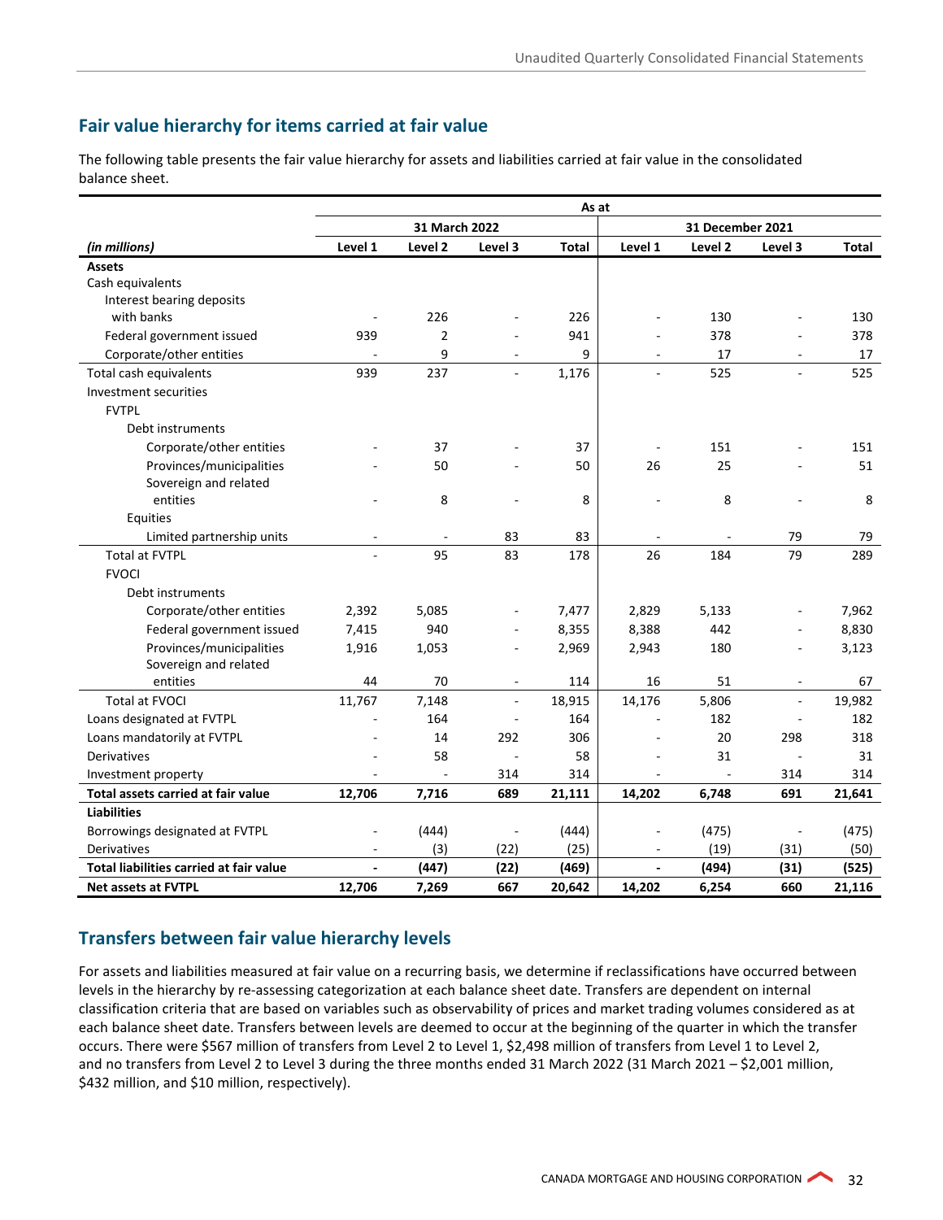## Fair value hierarchy for items carried at fair value

The following table presents the fair value hierarchy for assets and liabilities carried at fair value in the consolidated balance sheet.

| | As at | | | | | | | |
|---|---|---|---|---|---|---|---|---|
| | 31 March 2022 | | | | 31 December 2021 | | | |
| *(in millions)* | Level 1 | Level 2 | Level 3 | Total | Level 1 | Level 2 | Level 3 | Total |
| **Assets** | | | | | | | | |
| Cash equivalents | | | | | | | | |
| Interest bearing deposits with banks | - | 226 | - | 226 | - | 130 | - | 130 |
| Federal government issued | 939 | 2 | - | 941 | - | 378 | - | 378 |
| Corporate/other entities | - | 9 | - | 9 | - | 17 | - | 17 |
| Total cash equivalents | 939 | 237 | - | 1,176 | - | 525 | - | 525 |
| Investment securities | | | | | | | | |
| FVTPL | | | | | | | | |
| Debt instruments | | | | | | | | |
| Corporate/other entities | - | 37 | - | 37 | - | 151 | - | 151 |
| Provinces/municipalities | - | 50 | - | 50 | 26 | 25 | - | 51 |
| Sovereign and related entities | - | 8 | - | 8 | - | 8 | - | 8 |
| Equities | | | | | | | | |
| Limited partnership units | - | - | 83 | 83 | - | - | 79 | 79 |
| Total at FVTPL | - | 95 | 83 | 178 | 26 | 184 | 79 | 289 |
| FVOCI | | | | | | | | |
| Debt instruments | | | | | | | | |
| Corporate/other entities | 2,392 | 5,085 | - | 7,477 | 2,829 | 5,133 | - | 7,962 |
| Federal government issued | 7,415 | 940 | - | 8,355 | 8,388 | 442 | - | 8,830 |
| Provinces/municipalities | 1,916 | 1,053 | - | 2,969 | 2,943 | 180 | - | 3,123 |
| Sovereign and related entities | 44 | 70 | - | 114 | 16 | 51 | - | 67 |
| Total at FVOCI | 11,767 | 7,148 | - | 18,915 | 14,176 | 5,806 | - | 19,982 |
| Loans designated at FVTPL | - | 164 | - | 164 | - | 182 | - | 182 |
| Loans mandatorily at FVTPL | - | 14 | 292 | 306 | - | 20 | 298 | 318 |
| Derivatives | - | 58 | - | 58 | - | 31 | - | 31 |
| Investment property | - | - | 314 | 314 | - | - | 314 | 314 |
| **Total assets carried at fair value** | **12,706** | **7,716** | **689** | **21,111** | **14,202** | **6,748** | **691** | **21,641** |
| **Liabilities** | | | | | | | | |
| Borrowings designated at FVTPL | - | (444) | - | (444) | - | (475) | - | (475) |
| Derivatives | - | (3) | (22) | (25) | - | (19) | (31) | (50) |
| **Total liabilities carried at fair value** | **-** | **(447)** | **(22)** | **(469)** | **-** | **(494)** | **(31)** | **(525)** |
| **Net assets at FVTPL** | **12,706** | **7,269** | **667** | **20,642** | **14,202** | **6,254** | **660** | **21,116** |

## Transfers between fair value hierarchy levels

For assets and liabilities measured at fair value on a recurring basis, we determine if reclassifications have occurred between levels in the hierarchy by re-assessing categorization at each balance sheet date. Transfers are dependent on internal classification criteria that are based on variables such as observability of prices and market trading volumes considered as at each balance sheet date. Transfers between levels are deemed to occur at the beginning of the quarter in which the transfer occurs. There were $567 million of transfers from Level 2 to Level 1, $2,498 million of transfers from Level 1 to Level 2, and no transfers from Level 2 to Level 3 during the three months ended 31 March 2022 (31 March 2021 – $2,001 million, $432 million, and $10 million, respectively).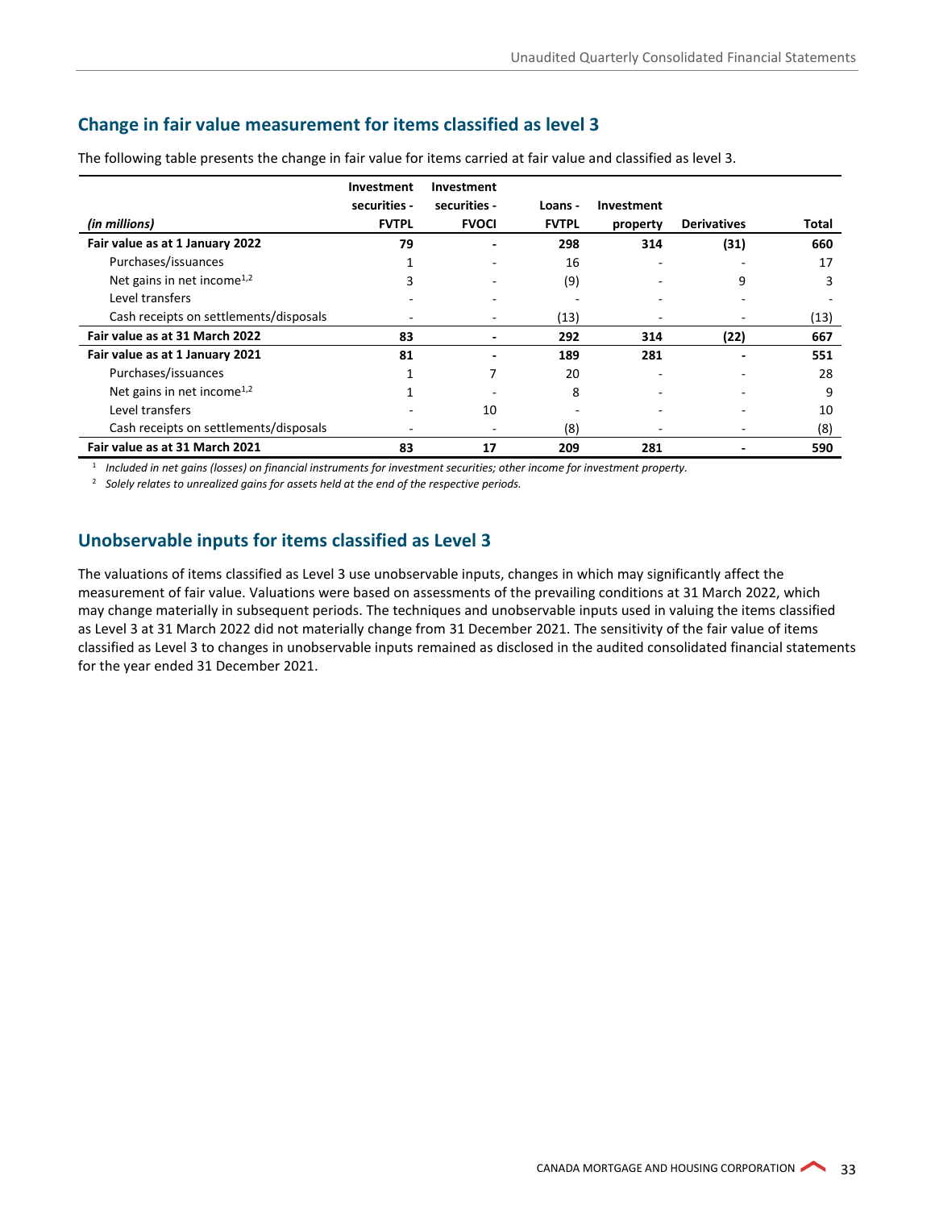## Change in fair value measurement for items classified as level 3

The following table presents the change in fair value for items carried at fair value and classified as level 3.

| *(in millions)* | Investment securities - FVTPL | Investment securities - FVOCI | Loans - FVTPL | Investment property | Derivatives | Total |
|---|---|---|---|---|---|---|
| **Fair value as at 1 January 2022** | **79** | **-** | **298** | **314** | **(31)** | **660** |
| Purchases/issuances | 1 | - | 16 | - | - | 17 |
| Net gains in net income[1,2] | 3 | - | (9) | - | 9 | 3 |
| Level transfers | - | - | - | - | - | - |
| Cash receipts on settlements/disposals | - | - | (13) | - | - | (13) |
| **Fair value as at 31 March 2022** | **83** | **-** | **292** | **314** | **(22)** | **667** |
| **Fair value as at 1 January 2021** | **81** | **-** | **189** | **281** | **-** | **551** |
| Purchases/issuances | 1 | 7 | 20 | - | - | 28 |
| Net gains in net income[1,2] | 1 | - | 8 | - | - | 9 |
| Level transfers | - | 10 | - | - | - | 10 |
| Cash receipts on settlements/disposals | - | - | (8) | - | - | (8) |
| **Fair value as at 31 March 2021** | **83** | **17** | **209** | **281** | **-** | **590** |

[1] *Included in net gains (losses) on financial instruments for investment securities; other income for investment property.*

[2] *Solely relates to unrealized gains for assets held at the end of the respective periods.*

## Unobservable inputs for items classified as Level 3

The valuations of items classified as Level 3 use unobservable inputs, changes in which may significantly affect the measurement of fair value. Valuations were based on assessments of the prevailing conditions at 31 March 2022, which may change materially in subsequent periods. The techniques and unobservable inputs used in valuing the items classified as Level 3 at 31 March 2022 did not materially change from 31 December 2021. The sensitivity of the fair value of items classified as Level 3 to changes in unobservable inputs remained as disclosed in the audited consolidated financial statements for the year ended 31 December 2021.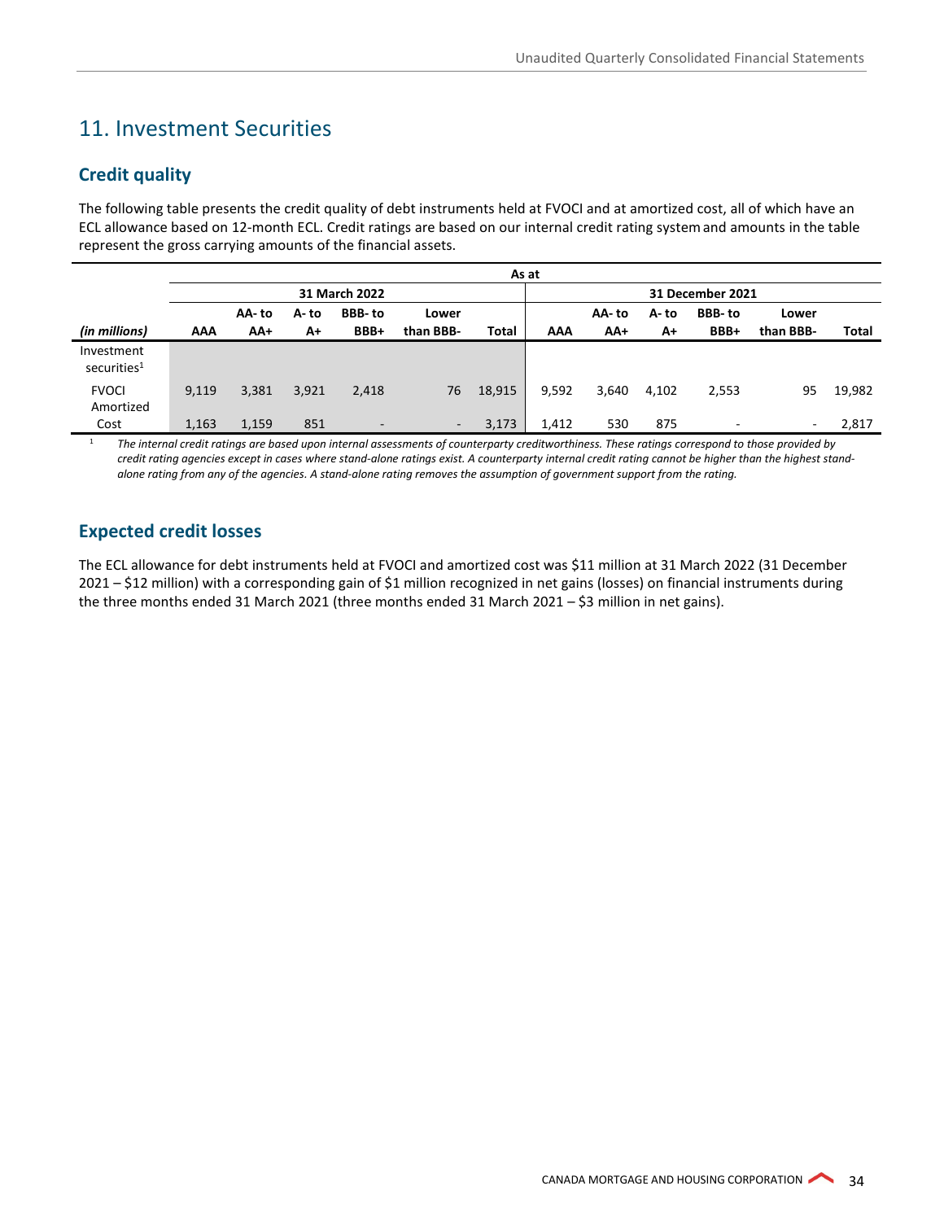# 11. Investment Securities

## Credit quality

The following table presents the credit quality of debt instruments held at FVOCI and at amortized cost, all of which have an ECL allowance based on 12-month ECL. Credit ratings are based on our internal credit rating system and amounts in the table represent the gross carrying amounts of the financial assets.

| | As at | | | | | | | | | | | |
|---|---|---|---|---|---|---|---|---|---|---|---|---|
| | 31 March 2022 | | | | | | 31 December 2021 | | | | | |
| *(in millions)* | **AAA** | **AA- to AA+** | **A- to A+** | **BBB- to BBB+** | **Lower than BBB-** | **Total** | **AAA** | **AA- to AA+** | **A- to A+** | **BBB- to BBB+** | **Lower than BBB-** | **Total** |
| Investment securities[1] | | | | | | | | | | | | |
| FVOCI | 9,119 | 3,381 | 3,921 | 2,418 | 76 | 18,915 | 9,592 | 3,640 | 4,102 | 2,553 | 95 | 19,982 |
| Amortized Cost | 1,163 | 1,159 | 851 | - | - | 3,173 | 1,412 | 530 | 875 | - | - | 2,817 |

[1] *The internal credit ratings are based upon internal assessments of counterparty creditworthiness. These ratings correspond to those provided by credit rating agencies except in cases where stand-alone ratings exist. A counterparty internal credit rating cannot be higher than the highest stand-alone rating from any of the agencies. A stand-alone rating removes the assumption of government support from the rating.*

## Expected credit losses

The ECL allowance for debt instruments held at FVOCI and amortized cost was $11 million at 31 March 2022 (31 December 2021 – $12 million) with a corresponding gain of $1 million recognized in net gains (losses) on financial instruments during the three months ended 31 March 2021 (three months ended 31 March 2021 – $3 million in net gains).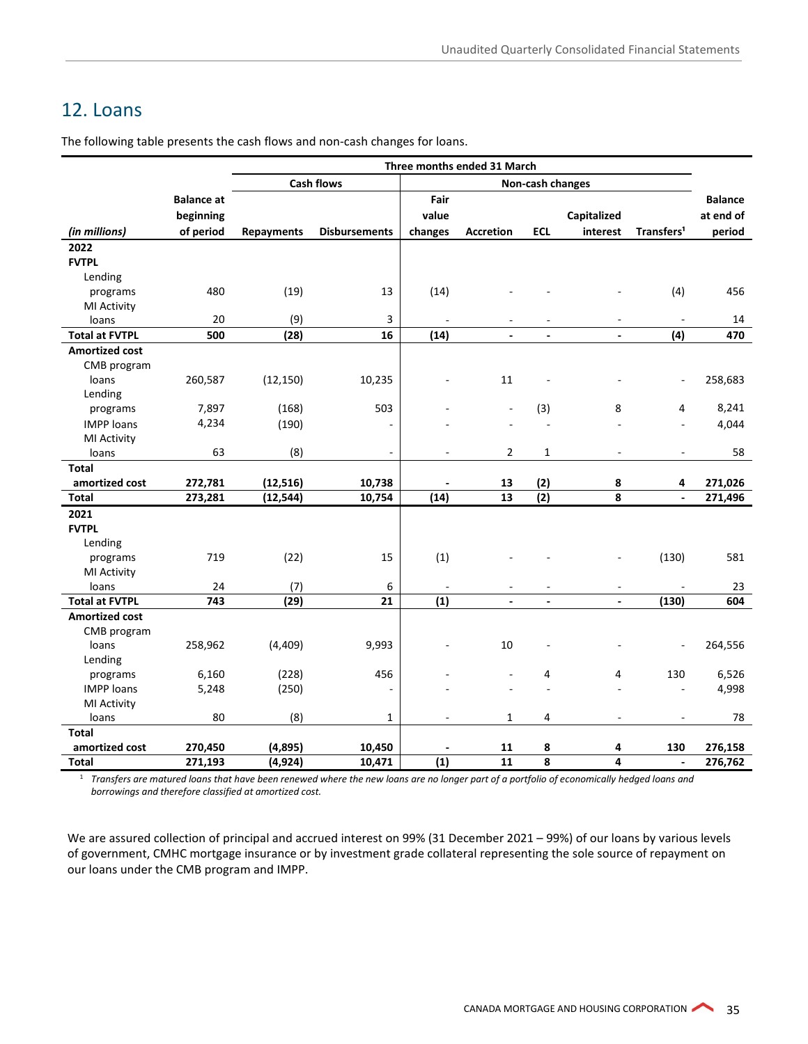## 12. Loans

The following table presents the cash flows and non-cash changes for loans.

| | | Three months ended 31 March | | | | | | | |
|---|---|---|---|---|---|---|---|---|---|
| | | Cash flows | | Non-cash changes | | | | | |
| *(in millions)* | Balance at beginning of period | Repayments | Disbursements | Fair value changes | Accretion | ECL | Capitalized interest | Transfers[1] | Balance at end of period |
| **2022** | | | | | | | | | |
| **FVTPL** | | | | | | | | | |
| Lending programs | 480 | (19) | 13 | (14) | - | - | - | (4) | 456 |
| MI Activity loans | 20 | (9) | 3 | - | - | - | - | - | 14 |
| **Total at FVTPL** | **500** | **(28)** | **16** | **(14)** | **-** | **-** | **-** | **(4)** | **470** |
| **Amortized cost** | | | | | | | | | |
| CMB program loans | 260,587 | (12,150) | 10,235 | - | 11 | - | - | - | 258,683 |
| Lending programs | 7,897 | (168) | 503 | - | - | (3) | 8 | 4 | 8,241 |
| IMPP loans | 4,234 | (190) | - | - | - | - | - | - | 4,044 |
| MI Activity loans | 63 | (8) | - | - | 2 | 1 | - | - | 58 |
| **Total amortized cost** | **272,781** | **(12,516)** | **10,738** | **-** | **13** | **(2)** | **8** | **4** | **271,026** |
| **Total** | **273,281** | **(12,544)** | **10,754** | **(14)** | **13** | **(2)** | **8** | **-** | **271,496** |
| **2021** | | | | | | | | | |
| **FVTPL** | | | | | | | | | |
| Lending programs | 719 | (22) | 15 | (1) | - | - | - | (130) | 581 |
| MI Activity loans | 24 | (7) | 6 | - | - | - | - | - | 23 |
| **Total at FVTPL** | **743** | **(29)** | **21** | **(1)** | **-** | **-** | **-** | **(130)** | **604** |
| **Amortized cost** | | | | | | | | | |
| CMB program loans | 258,962 | (4,409) | 9,993 | - | 10 | - | - | - | 264,556 |
| Lending programs | 6,160 | (228) | 456 | - | - | 4 | 4 | 130 | 6,526 |
| IMPP loans | 5,248 | (250) | - | - | - | - | - | - | 4,998 |
| MI Activity loans | 80 | (8) | 1 | - | 1 | 4 | - | - | 78 |
| **Total amortized cost** | **270,450** | **(4,895)** | **10,450** | **-** | **11** | **8** | **4** | **130** | **276,158** |
| **Total** | **271,193** | **(4,924)** | **10,471** | **(1)** | **11** | **8** | **4** | **-** | **276,762** |

[1] *Transfers are matured loans that have been renewed where the new loans are no longer part of a portfolio of economically hedged loans and borrowings and therefore classified at amortized cost.*

We are assured collection of principal and accrued interest on 99% (31 December 2021 – 99%) of our loans by various levels of government, CMHC mortgage insurance or by investment grade collateral representing the sole source of repayment on our loans under the CMB program and IMPP.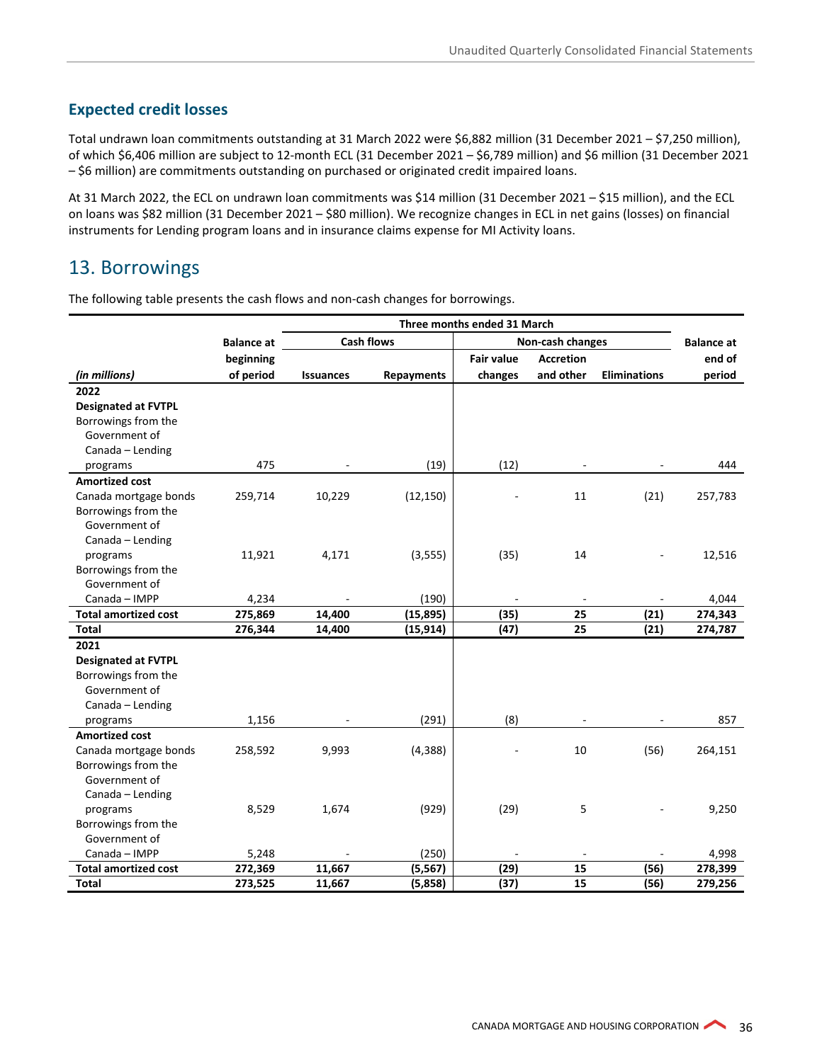## Expected credit losses

Total undrawn loan commitments outstanding at 31 March 2022 were $6,882 million (31 December 2021 – $7,250 million), of which $6,406 million are subject to 12-month ECL (31 December 2021 – $6,789 million) and $6 million (31 December 2021 – $6 million) are commitments outstanding on purchased or originated credit impaired loans.

At 31 March 2022, the ECL on undrawn loan commitments was $14 million (31 December 2021 – $15 million), and the ECL on loans was $82 million (31 December 2021 – $80 million). We recognize changes in ECL in net gains (losses) on financial instruments for Lending program loans and in insurance claims expense for MI Activity loans.

# 13. Borrowings

The following table presents the cash flows and non-cash changes for borrowings.

| | | Three months ended 31 March | | | | | |
|---|---|---|---|---|---|---|---|
| | | Cash flows | | Non-cash changes | | | |
| *(in millions)* | Balance at beginning of period | Issuances | Repayments | Fair value changes | Accretion and other | Eliminations | Balance at end of period |
| **2022** | | | | | | | |
| **Designated at FVTPL** | | | | | | | |
| Borrowings from the Government of Canada – Lending programs | 475 | - | (19) | (12) | - | - | 444 |
| **Amortized cost** | | | | | | | |
| Canada mortgage bonds | 259,714 | 10,229 | (12,150) | - | 11 | (21) | 257,783 |
| Borrowings from the Government of Canada – Lending programs | 11,921 | 4,171 | (3,555) | (35) | 14 | - | 12,516 |
| Borrowings from the Government of Canada – IMPP | 4,234 | - | (190) | - | - | - | 4,044 |
| **Total amortized cost** | **275,869** | **14,400** | **(15,895)** | **(35)** | **25** | **(21)** | **274,343** |
| **Total** | **276,344** | **14,400** | **(15,914)** | **(47)** | **25** | **(21)** | **274,787** |
| **2021** | | | | | | | |
| **Designated at FVTPL** | | | | | | | |
| Borrowings from the Government of Canada – Lending programs | 1,156 | - | (291) | (8) | - | - | 857 |
| **Amortized cost** | | | | | | | |
| Canada mortgage bonds | 258,592 | 9,993 | (4,388) | - | 10 | (56) | 264,151 |
| Borrowings from the Government of Canada – Lending programs | 8,529 | 1,674 | (929) | (29) | 5 | - | 9,250 |
| Borrowings from the Government of Canada – IMPP | 5,248 | - | (250) | - | - | - | 4,998 |
| **Total amortized cost** | **272,369** | **11,667** | **(5,567)** | **(29)** | **15** | **(56)** | **278,399** |
| **Total** | **273,525** | **11,667** | **(5,858)** | **(37)** | **15** | **(56)** | **279,256** |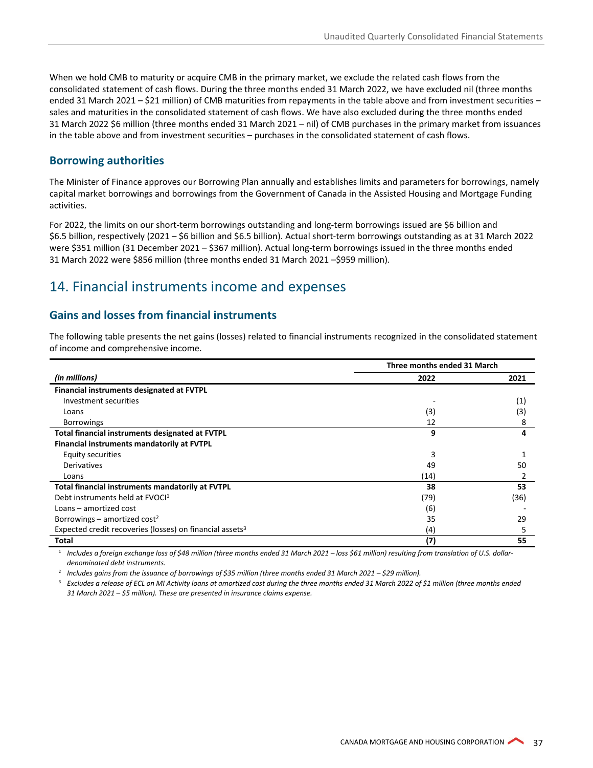When we hold CMB to maturity or acquire CMB in the primary market, we exclude the related cash flows from the consolidated statement of cash flows. During the three months ended 31 March 2022, we have excluded nil (three months ended 31 March 2021 – $21 million) of CMB maturities from repayments in the table above and from investment securities – sales and maturities in the consolidated statement of cash flows. We have also excluded during the three months ended 31 March 2022 $6 million (three months ended 31 March 2021 – nil) of CMB purchases in the primary market from issuances in the table above and from investment securities – purchases in the consolidated statement of cash flows.

### Borrowing authorities

The Minister of Finance approves our Borrowing Plan annually and establishes limits and parameters for borrowings, namely capital market borrowings and borrowings from the Government of Canada in the Assisted Housing and Mortgage Funding activities.

For 2022, the limits on our short-term borrowings outstanding and long-term borrowings issued are $6 billion and $6.5 billion, respectively (2021 – $6 billion and $6.5 billion). Actual short-term borrowings outstanding as at 31 March 2022 were $351 million (31 December 2021 – $367 million). Actual long-term borrowings issued in the three months ended 31 March 2022 were $856 million (three months ended 31 March 2021 –$959 million).

## 14. Financial instruments income and expenses

### Gains and losses from financial instruments

The following table presents the net gains (losses) related to financial instruments recognized in the consolidated statement of income and comprehensive income.

| | Three months ended 31 March | |
|---|---|---|
| *(in millions)* | **2022** | **2021** |
| **Financial instruments designated at FVTPL** | | |
| Investment securities | - | (1) |
| Loans | (3) | (3) |
| Borrowings | 12 | 8 |
| **Total financial instruments designated at FVTPL** | **9** | **4** |
| **Financial instruments mandatorily at FVTPL** | | |
| Equity securities | 3 | 1 |
| Derivatives | 49 | 50 |
| Loans | (14) | 2 |
| **Total financial instruments mandatorily at FVTPL** | **38** | **53** |
| Debt instruments held at FVOCI[1] | (79) | (36) |
| Loans – amortized cost | (6) | - |
| Borrowings – amortized cost[2] | 35 | 29 |
| Expected credit recoveries (losses) on financial assets[3] | (4) | 5 |
| **Total** | **(7)** | **55** |

[1] *Includes a foreign exchange loss of $48 million (three months ended 31 March 2021 – loss $61 million) resulting from translation of U.S. dollar-denominated debt instruments.*

[2] *Includes gains from the issuance of borrowings of $35 million (three months ended 31 March 2021 – $29 million).*

[3] *Excludes a release of ECL on MI Activity loans at amortized cost during the three months ended 31 March 2022 of $1 million (three months ended 31 March 2021 – $5 million). These are presented in insurance claims expense.*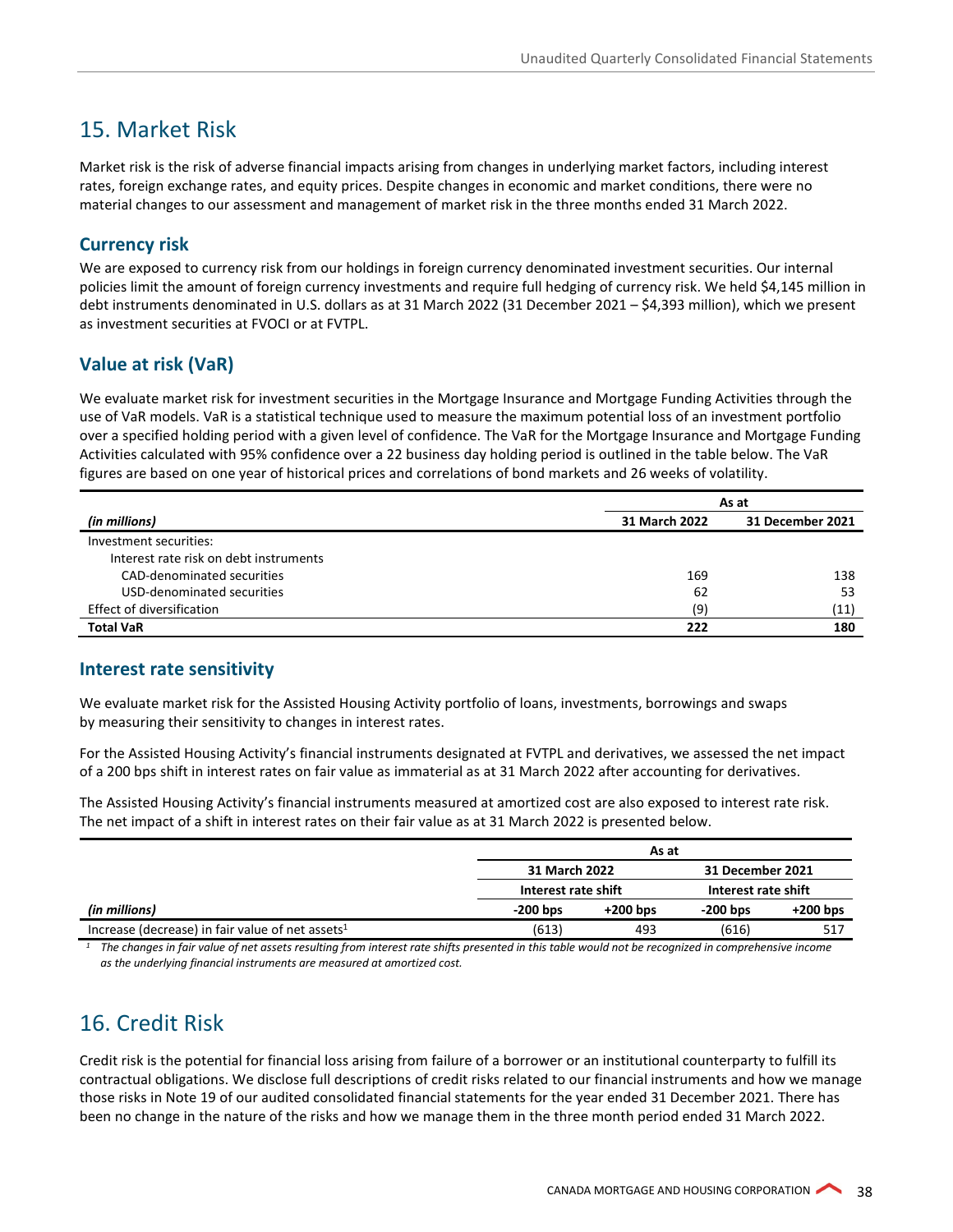# 15. Market Risk

Market risk is the risk of adverse financial impacts arising from changes in underlying market factors, including interest rates, foreign exchange rates, and equity prices. Despite changes in economic and market conditions, there were no material changes to our assessment and management of market risk in the three months ended 31 March 2022.

## Currency risk

We are exposed to currency risk from our holdings in foreign currency denominated investment securities. Our internal policies limit the amount of foreign currency investments and require full hedging of currency risk. We held $4,145 million in debt instruments denominated in U.S. dollars as at 31 March 2022 (31 December 2021 – $4,393 million), which we present as investment securities at FVOCI or at FVTPL.

## Value at risk (VaR)

We evaluate market risk for investment securities in the Mortgage Insurance and Mortgage Funding Activities through the use of VaR models. VaR is a statistical technique used to measure the maximum potential loss of an investment portfolio over a specified holding period with a given level of confidence. The VaR for the Mortgage Insurance and Mortgage Funding Activities calculated with 95% confidence over a 22 business day holding period is outlined in the table below. The VaR figures are based on one year of historical prices and correlations of bond markets and 26 weeks of volatility.

| | As at | |
|---|---|---|
| *(in millions)* | **31 March 2022** | **31 December 2021** |
| Investment securities: | | |
| Interest rate risk on debt instruments | | |
| CAD-denominated securities | 169 | 138 |
| USD-denominated securities | 62 | 53 |
| Effect of diversification | (9) | (11) |
| **Total VaR** | **222** | **180** |

## Interest rate sensitivity

We evaluate market risk for the Assisted Housing Activity portfolio of loans, investments, borrowings and swaps by measuring their sensitivity to changes in interest rates.

For the Assisted Housing Activity's financial instruments designated at FVTPL and derivatives, we assessed the net impact of a 200 bps shift in interest rates on fair value as immaterial as at 31 March 2022 after accounting for derivatives.

The Assisted Housing Activity's financial instruments measured at amortized cost are also exposed to interest rate risk. The net impact of a shift in interest rates on their fair value as at 31 March 2022 is presented below.

| | As at | | | |
|---|---|---|---|---|
| | **31 March 2022** | | **31 December 2021** | |
| | **Interest rate shift** | | **Interest rate shift** | |
| *(in millions)* | **-200 bps** | **+200 bps** | **-200 bps** | **+200 bps** |
| Increase (decrease) in fair value of net assets[1] | (613) | 493 | (616) | 517 |

[1] *The changes in fair value of net assets resulting from interest rate shifts presented in this table would not be recognized in comprehensive income as the underlying financial instruments are measured at amortized cost.*

# 16. Credit Risk

Credit risk is the potential for financial loss arising from failure of a borrower or an institutional counterparty to fulfill its contractual obligations. We disclose full descriptions of credit risks related to our financial instruments and how we manage those risks in Note 19 of our audited consolidated financial statements for the year ended 31 December 2021. There has been no change in the nature of the risks and how we manage them in the three month period ended 31 March 2022.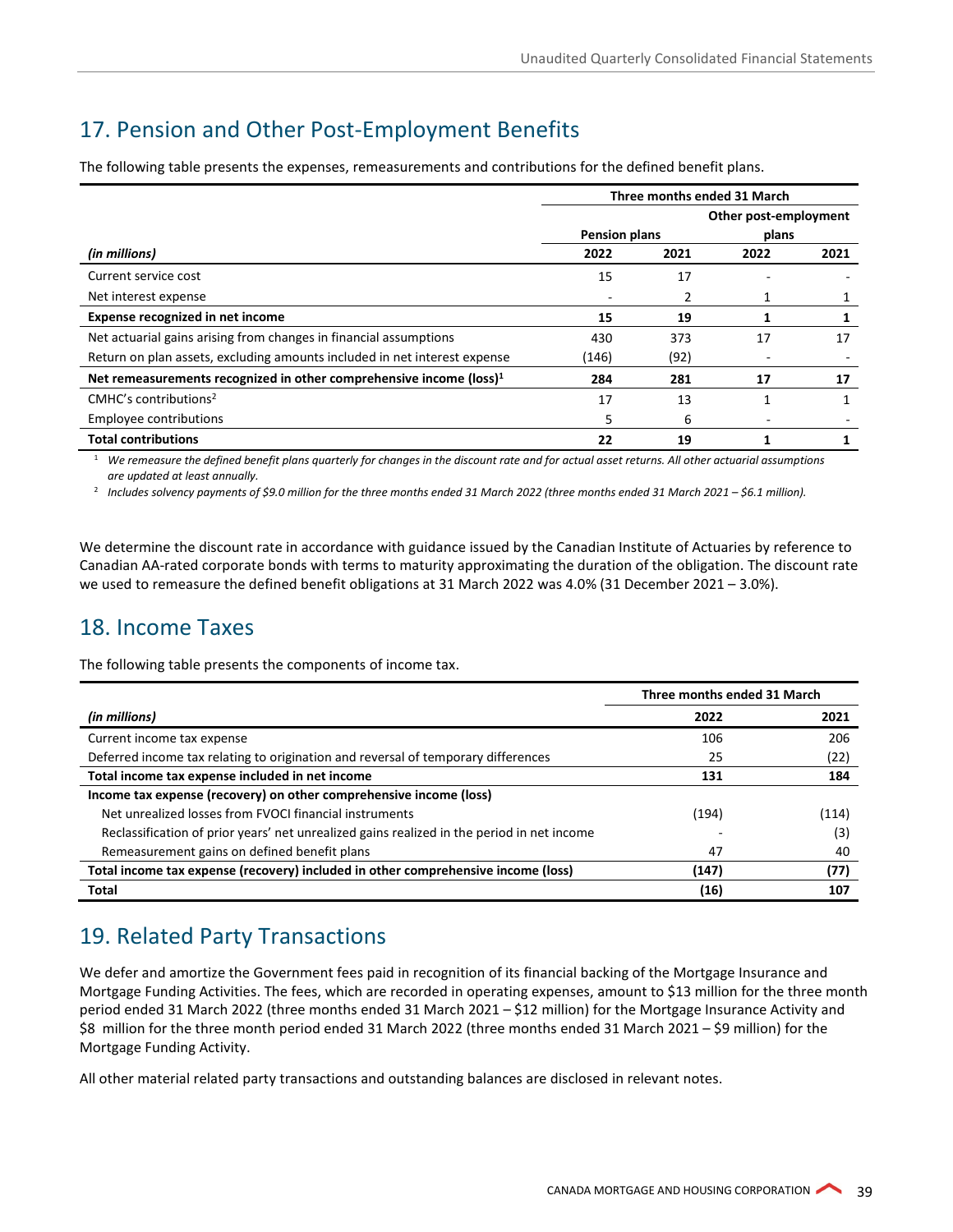## 17. Pension and Other Post-Employment Benefits

The following table presents the expenses, remeasurements and contributions for the defined benefit plans.

| | Three months ended 31 March | | | |
|---|---|---|---|---|
| | Pension plans | | Other post-employment plans | |
| *(in millions)* | **2022** | **2021** | **2022** | **2021** |
| Current service cost | 15 | 17 | - | - |
| Net interest expense | - | 2 | 1 | 1 |
| **Expense recognized in net income** | **15** | **19** | **1** | **1** |
| Net actuarial gains arising from changes in financial assumptions | 430 | 373 | 17 | 17 |
| Return on plan assets, excluding amounts included in net interest expense | (146) | (92) | - | - |
| **Net remeasurements recognized in other comprehensive income (loss)[1]** | **284** | **281** | **17** | **17** |
| CMHC's contributions[2] | 17 | 13 | 1 | 1 |
| Employee contributions | 5 | 6 | - | - |
| **Total contributions** | **22** | **19** | **1** | **1** |

[1] *We remeasure the defined benefit plans quarterly for changes in the discount rate and for actual asset returns. All other actuarial assumptions are updated at least annually.*

[2] *Includes solvency payments of $9.0 million for the three months ended 31 March 2022 (three months ended 31 March 2021 – $6.1 million).*

We determine the discount rate in accordance with guidance issued by the Canadian Institute of Actuaries by reference to Canadian AA-rated corporate bonds with terms to maturity approximating the duration of the obligation. The discount rate we used to remeasure the defined benefit obligations at 31 March 2022 was 4.0% (31 December 2021 – 3.0%).

## 18. Income Taxes

The following table presents the components of income tax.

| | Three months ended 31 March | |
|---|---|---|
| *(in millions)* | **2022** | **2021** |
| Current income tax expense | 106 | 206 |
| Deferred income tax relating to origination and reversal of temporary differences | 25 | (22) |
| **Total income tax expense included in net income** | **131** | **184** |
| **Income tax expense (recovery) on other comprehensive income (loss)** | | |
| Net unrealized losses from FVOCI financial instruments | (194) | (114) |
| Reclassification of prior years' net unrealized gains realized in the period in net income | - | (3) |
| Remeasurement gains on defined benefit plans | 47 | 40 |
| **Total income tax expense (recovery) included in other comprehensive income (loss)** | **(147)** | **(77)** |
| **Total** | **(16)** | **107** |

## 19. Related Party Transactions

We defer and amortize the Government fees paid in recognition of its financial backing of the Mortgage Insurance and Mortgage Funding Activities. The fees, which are recorded in operating expenses, amount to $13 million for the three month period ended 31 March 2022 (three months ended 31 March 2021 – $12 million) for the Mortgage Insurance Activity and $8 million for the three month period ended 31 March 2022 (three months ended 31 March 2021 – $9 million) for the Mortgage Funding Activity.

All other material related party transactions and outstanding balances are disclosed in relevant notes.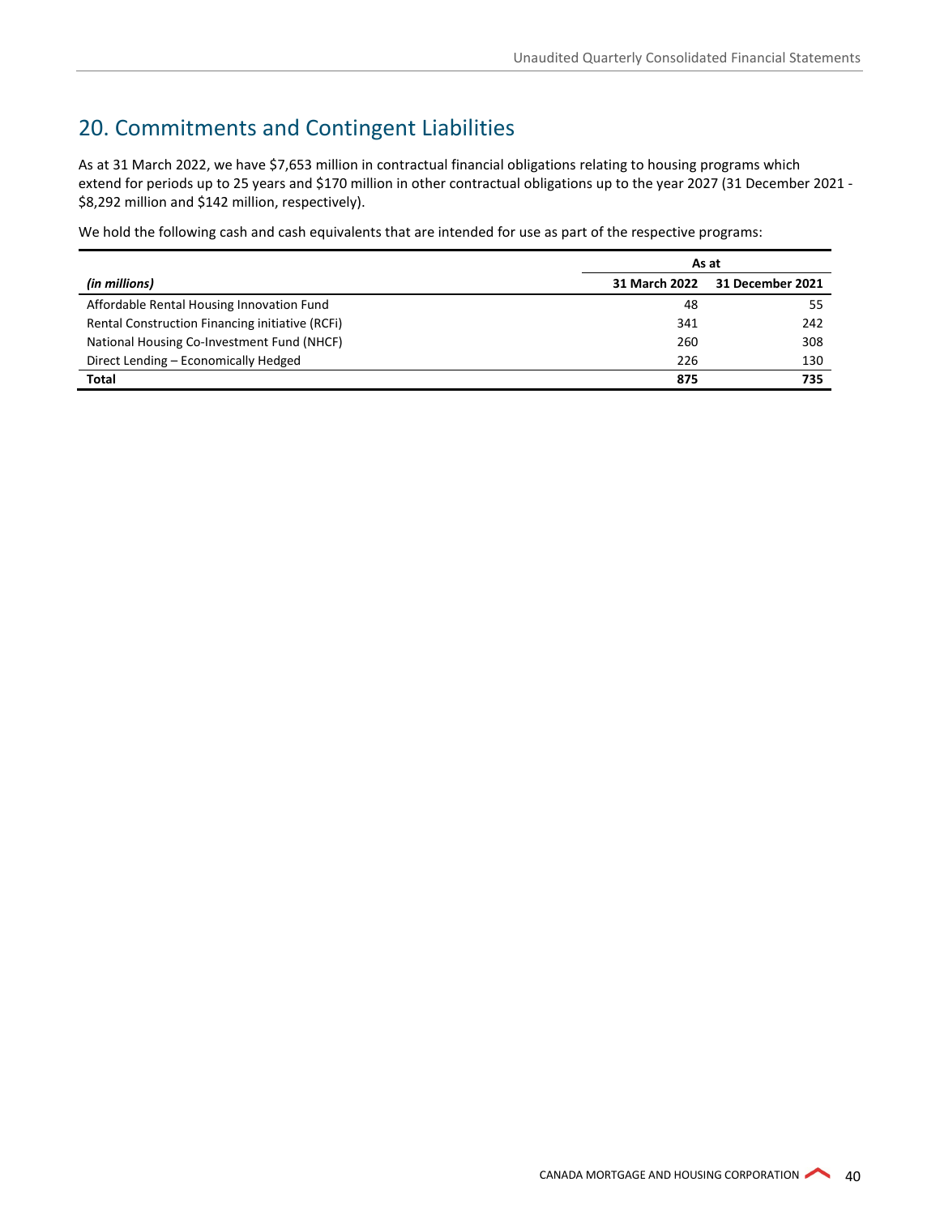## 20. Commitments and Contingent Liabilities

As at 31 March 2022, we have $7,653 million in contractual financial obligations relating to housing programs which extend for periods up to 25 years and $170 million in other contractual obligations up to the year 2027 (31 December 2021 - $8,292 million and $142 million, respectively).

We hold the following cash and cash equivalents that are intended for use as part of the respective programs:

| | As at | |
|---|---|---|
| *(in millions)* | **31 March 2022** | **31 December 2021** |
| Affordable Rental Housing Innovation Fund | 48 | 55 |
| Rental Construction Financing initiative (RCFi) | 341 | 242 |
| National Housing Co-Investment Fund (NHCF) | 260 | 308 |
| Direct Lending – Economically Hedged | 226 | 130 |
| **Total** | **875** | **735** |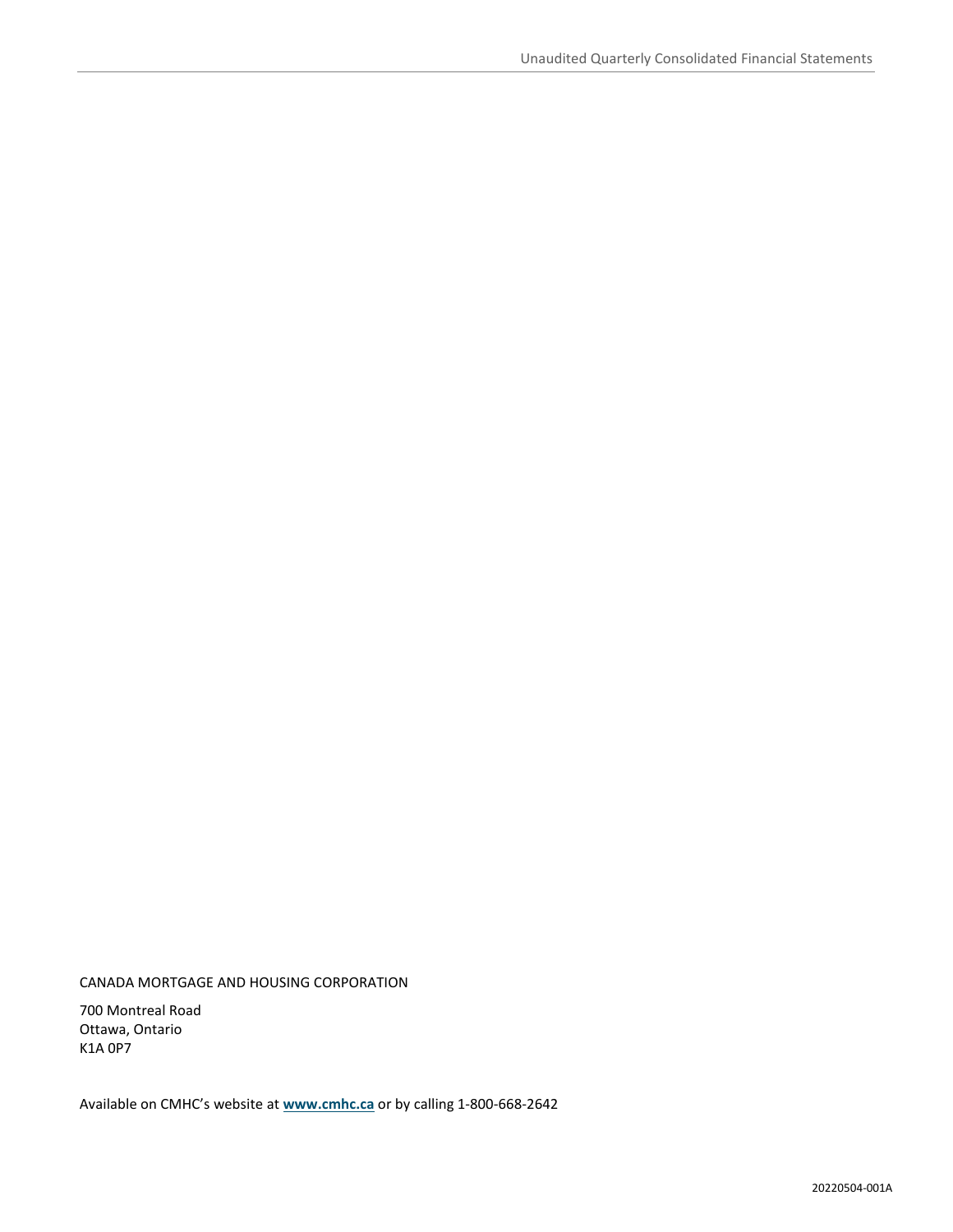CANADA MORTGAGE AND HOUSING CORPORATION

700 Montreal Road
Ottawa, Ontario
K1A 0P7

Available on CMHC's website at **www.cmhc.ca** or by calling 1-800-668-2642

20220504-001A